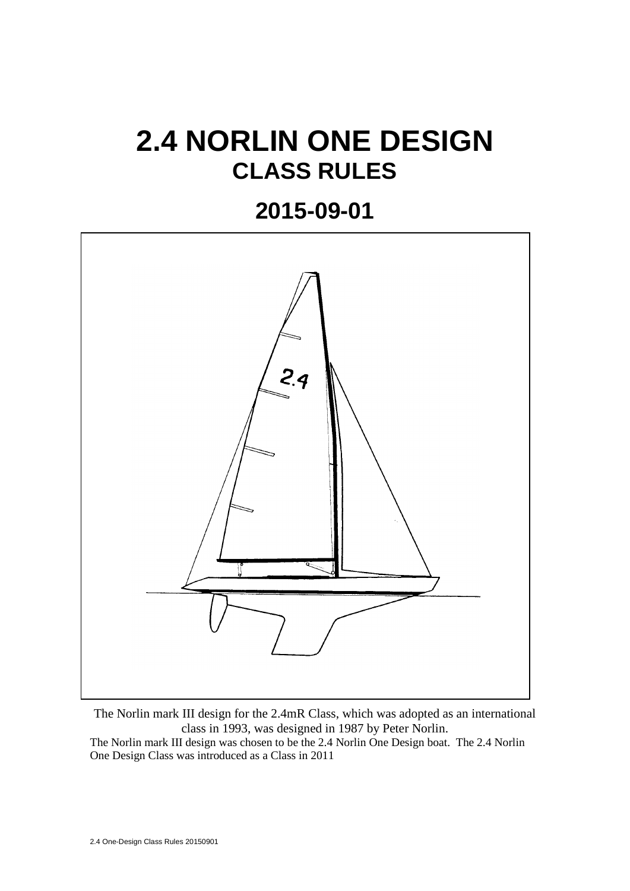# 2.4 NORLIN ONE DESIGN

## CLASS RULES

## 2015-09-01

The Norlin mark III design for the 2.4mR Class, which was adopted as an international class in 1993, was designed in 1987 by Peter Norlin.

The Norlin mark III design was chosen to be the 2.4 Norlin One Design boat. The 2.4 Norlin One Design Class was introduced as a Class in 2011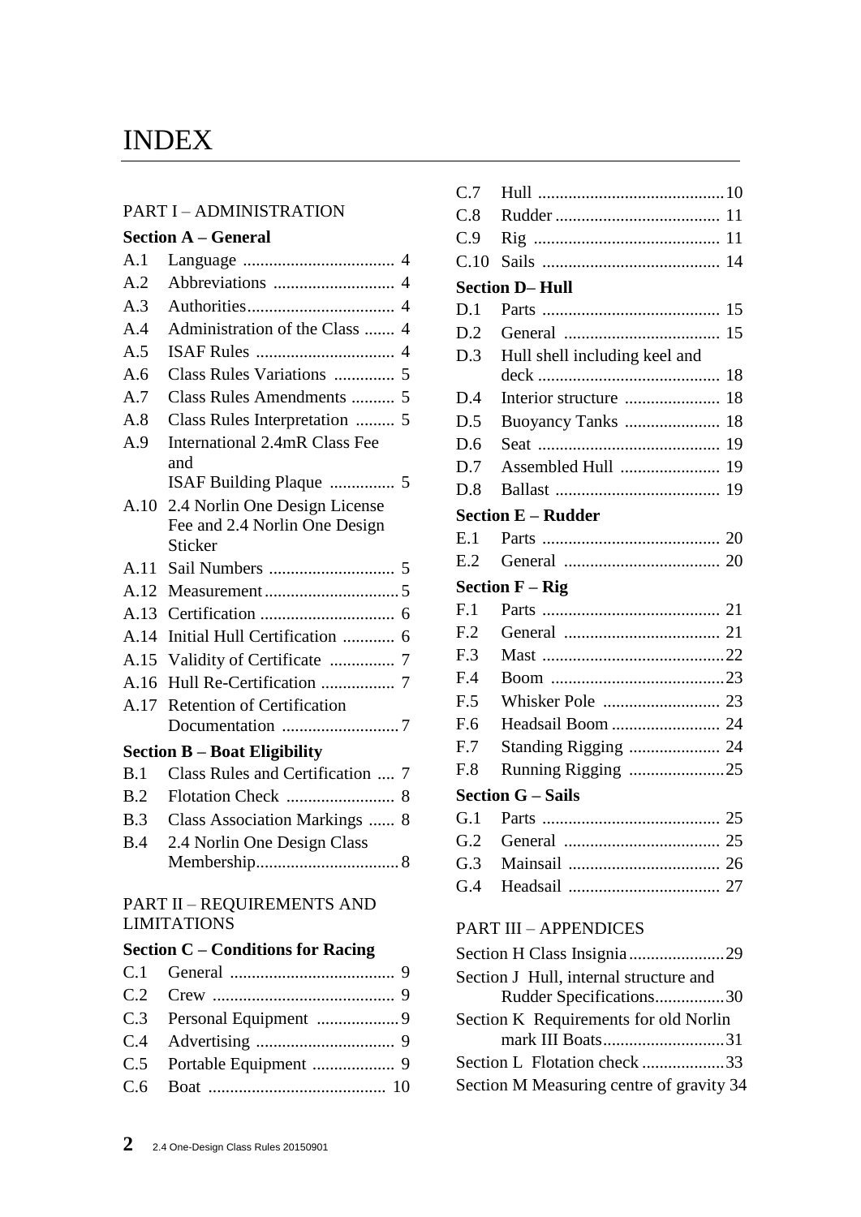# INDEX

PART I – ADMINISTRATION

**Section A – General**

- A.1 Language ... 4
- A.2 Abbreviations ... 4
- A.3 Authorities ... 4
- A.4 Administration of the Class ... 4
- A.5 ISAF Rules ... 4
- A.6 Class Rules Variations ... 5
- A.7 Class Rules Amendments ... 5
- A.8 Class Rules Interpretation ... 5
- A.9 International 2.4mR Class Fee and ISAF Building Plaque ... 5
- A.10 2.4 Norlin One Design License Fee and 2.4 Norlin One Design Sticker
- A.11 Sail Numbers ... 5
- A.12 Measurement ... 5
- A.13 Certification ... 6
- A.14 Initial Hull Certification ... 6
- A.15 Validity of Certificate ... 7
- A.16 Hull Re-Certification ... 7
- A.17 Retention of Certification Documentation ... 7

**Section B – Boat Eligibility**

- B.1 Class Rules and Certification ... 7
- B.2 Flotation Check ... 8
- B.3 Class Association Markings ... 8
- B.4 2.4 Norlin One Design Class Membership ... 8

PART II – REQUIREMENTS AND LIMITATIONS

**Section C – Conditions for Racing**

- C.1 General ... 9
- C.2 Crew ... 9
- C.3 Personal Equipment ... 9
- C.4 Advertising ... 9
- C.5 Portable Equipment ... 9
- C.6 Boat ... 10
- C.7 Hull ... 10
- C.8 Rudder ... 11
- C.9 Rig ... 11
- C.10 Sails ... 14

**Section D– Hull**

- D.1 Parts ... 15
- D.2 General ... 15
- D.3 Hull shell including keel and deck ... 18
- D.4 Interior structure ... 18
- D.5 Buoyancy Tanks ... 18
- D.6 Seat ... 19
- D.7 Assembled Hull ... 19
- D.8 Ballast ... 19

**Section E – Rudder**

- E.1 Parts ... 20
- E.2 General ... 20

**Section F – Rig**

- F.1 Parts ... 21
- F.2 General ... 21
- F.3 Mast ... 22
- F.4 Boom ... 23
- F.5 Whisker Pole ... 23
- F.6 Headsail Boom ... 24
- F.7 Standing Rigging ... 24
- F.8 Running Rigging ... 25

**Section G – Sails**

- G.1 Parts ... 25
- G.2 General ... 25
- G.3 Mainsail ... 26
- G.4 Headsail ... 27

PART III – APPENDICES

- Section H Class Insignia ... 29
- Section J Hull, internal structure and Rudder Specifications ... 30
- Section K Requirements for old Norlin mark III Boats ... 31
- Section L Flotation check ... 33
- Section M Measuring centre of gravity 34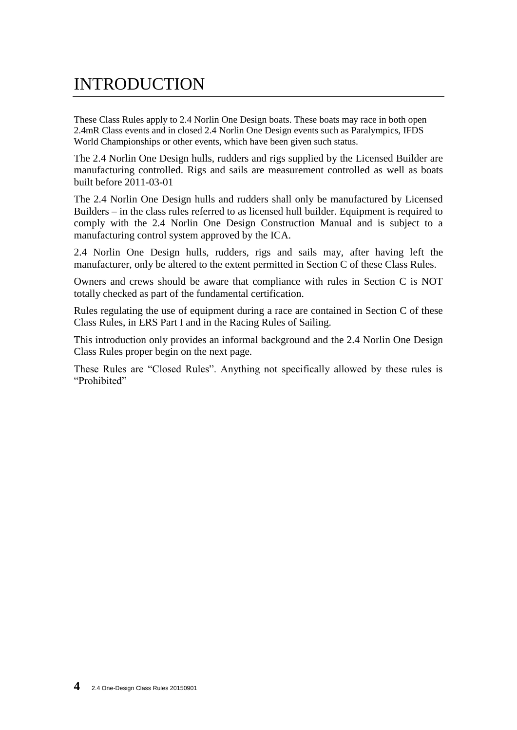# INTRODUCTION

These Class Rules apply to 2.4 Norlin One Design boats. These boats may race in both open 2.4mR Class events and in closed 2.4 Norlin One Design events such as Paralympics, IFDS World Championships or other events, which have been given such status.

The 2.4 Norlin One Design hulls, rudders and rigs supplied by the Licensed Builder are manufacturing controlled. Rigs and sails are measurement controlled as well as boats built before 2011-03-01

The 2.4 Norlin One Design hulls and rudders shall only be manufactured by Licensed Builders – in the class rules referred to as licensed hull builder. Equipment is required to comply with the 2.4 Norlin One Design Construction Manual and is subject to a manufacturing control system approved by the ICA.

2.4 Norlin One Design hulls, rudders, rigs and sails may, after having left the manufacturer, only be altered to the extent permitted in Section C of these Class Rules.

Owners and crews should be aware that compliance with rules in Section C is NOT totally checked as part of the fundamental certification.

Rules regulating the use of equipment during a race are contained in Section C of these Class Rules, in ERS Part I and in the Racing Rules of Sailing.

This introduction only provides an informal background and the 2.4 Norlin One Design Class Rules proper begin on the next page.

These Rules are "Closed Rules". Anything not specifically allowed by these rules is "Prohibited"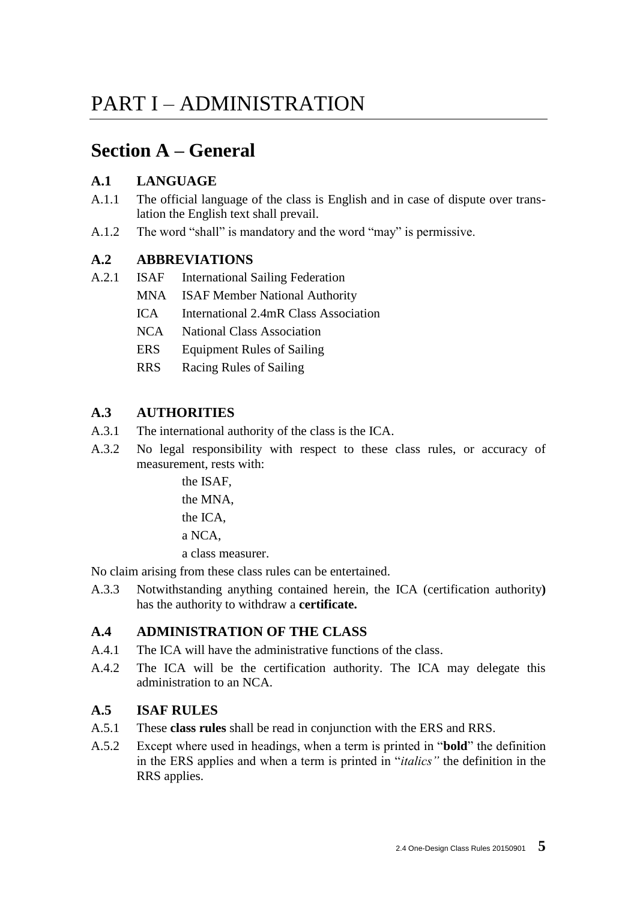# PART I – ADMINISTRATION

## Section A – General

### A.1 LANGUAGE

A.1.1 The official language of the class is English and in case of dispute over translation the English text shall prevail.

A.1.2 The word "shall" is mandatory and the word "may" is permissive.

### A.2 ABBREVIATIONS

A.2.1
- ISAF International Sailing Federation
- MNA ISAF Member National Authority
- ICA International 2.4mR Class Association
- NCA National Class Association
- ERS Equipment Rules of Sailing
- RRS Racing Rules of Sailing

### A.3 AUTHORITIES

A.3.1 The international authority of the class is the ICA.

A.3.2 No legal responsibility with respect to these class rules, or accuracy of measurement, rests with:

the ISAF,

the MNA,

the ICA,

a NCA,

a class measurer.

No claim arising from these class rules can be entertained.

A.3.3 Notwithstanding anything contained herein, the ICA (certification authority) has the authority to withdraw a **certificate.**

### A.4 ADMINISTRATION OF THE CLASS

A.4.1 The ICA will have the administrative functions of the class.

A.4.2 The ICA will be the certification authority. The ICA may delegate this administration to an NCA.

### A.5 ISAF RULES

A.5.1 These **class rules** shall be read in conjunction with the ERS and RRS.

A.5.2 Except where used in headings, when a term is printed in "**bold**" the definition in the ERS applies and when a term is printed in "*italics"* the definition in the RRS applies.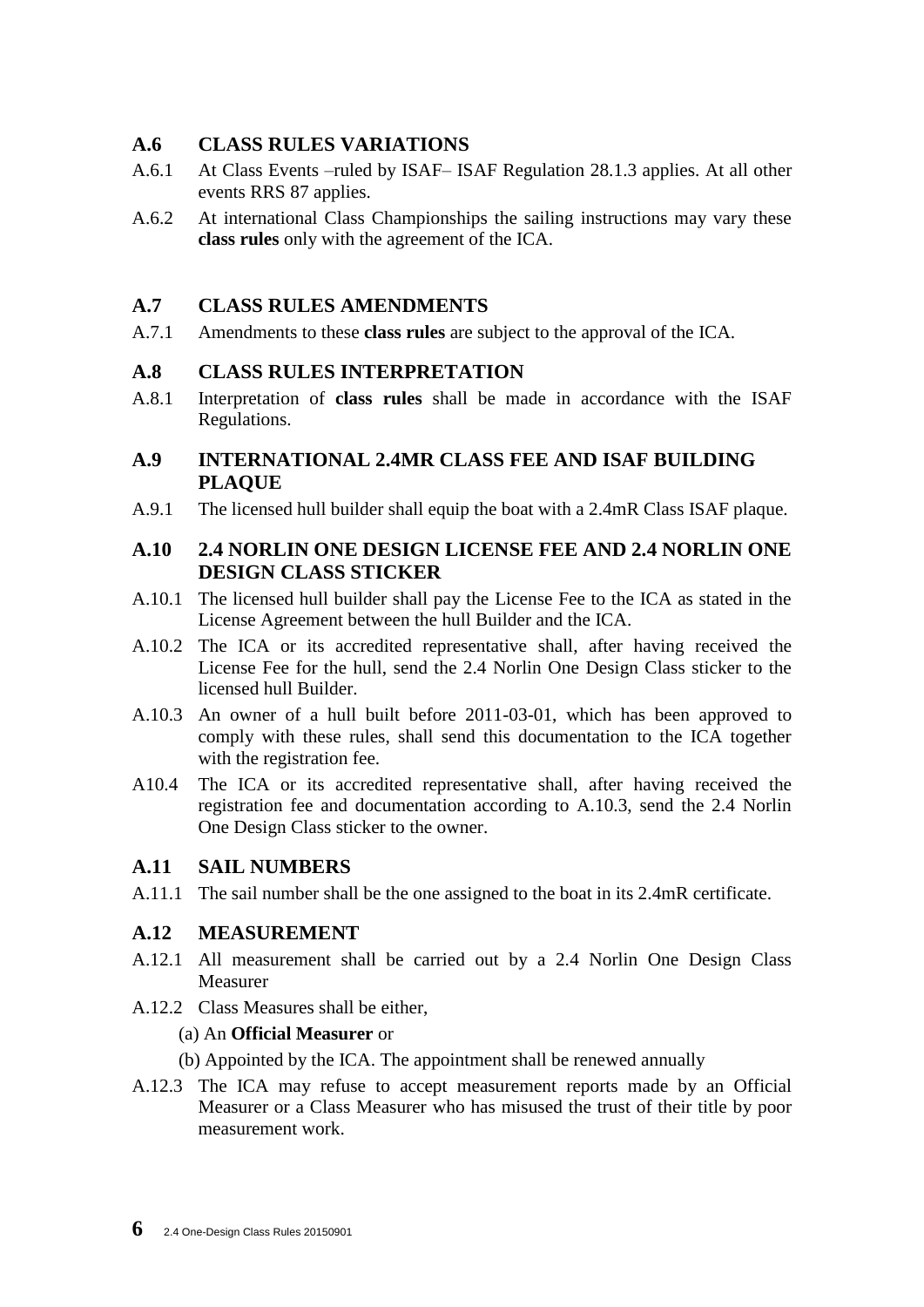### A.6 CLASS RULES VARIATIONS

A.6.1 At Class Events –ruled by ISAF– ISAF Regulation 28.1.3 applies. At all other events RRS 87 applies.

A.6.2 At international Class Championships the sailing instructions may vary these **class rules** only with the agreement of the ICA.

### A.7 CLASS RULES AMENDMENTS

A.7.1 Amendments to these **class rules** are subject to the approval of the ICA.

### A.8 CLASS RULES INTERPRETATION

A.8.1 Interpretation of **class rules** shall be made in accordance with the ISAF Regulations.

### A.9 INTERNATIONAL 2.4MR CLASS FEE AND ISAF BUILDING PLAQUE

A.9.1 The licensed hull builder shall equip the boat with a 2.4mR Class ISAF plaque.

### A.10 2.4 NORLIN ONE DESIGN LICENSE FEE AND 2.4 NORLIN ONE DESIGN CLASS STICKER

A.10.1 The licensed hull builder shall pay the License Fee to the ICA as stated in the License Agreement between the hull Builder and the ICA.

A.10.2 The ICA or its accredited representative shall, after having received the License Fee for the hull, send the 2.4 Norlin One Design Class sticker to the licensed hull Builder.

A.10.3 An owner of a hull built before 2011-03-01, which has been approved to comply with these rules, shall send this documentation to the ICA together with the registration fee.

A10.4 The ICA or its accredited representative shall, after having received the registration fee and documentation according to A.10.3, send the 2.4 Norlin One Design Class sticker to the owner.

### A.11 SAIL NUMBERS

A.11.1 The sail number shall be the one assigned to the boat in its 2.4mR certificate.

### A.12 MEASUREMENT

A.12.1 All measurement shall be carried out by a 2.4 Norlin One Design Class Measurer

A.12.2 Class Measures shall be either,

(a) An **Official Measurer** or

(b) Appointed by the ICA. The appointment shall be renewed annually

A.12.3 The ICA may refuse to accept measurement reports made by an Official Measurer or a Class Measurer who has misused the trust of their title by poor measurement work.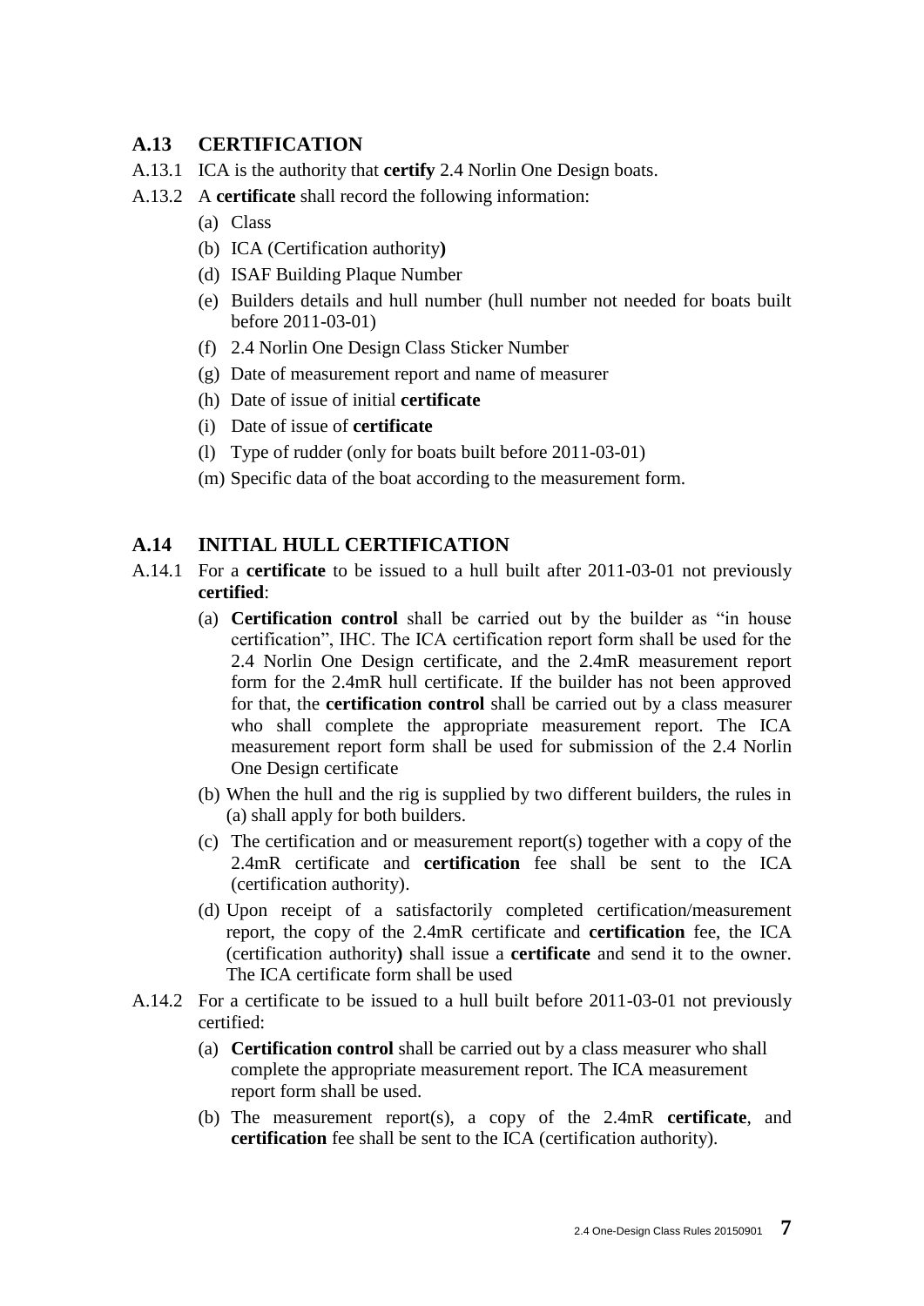## A.13 CERTIFICATION

A.13.1 ICA is the authority that **certify** 2.4 Norlin One Design boats.

A.13.2 A **certificate** shall record the following information:

- (a) Class
- (b) ICA (Certification authority**)**
- (d) ISAF Building Plaque Number
- (e) Builders details and hull number (hull number not needed for boats built before 2011-03-01)
- (f) 2.4 Norlin One Design Class Sticker Number
- (g) Date of measurement report and name of measurer
- (h) Date of issue of initial **certificate**
- (i) Date of issue of **certificate**
- (l) Type of rudder (only for boats built before 2011-03-01)
- (m) Specific data of the boat according to the measurement form.

## A.14 INITIAL HULL CERTIFICATION

A.14.1 For a **certificate** to be issued to a hull built after 2011-03-01 not previously **certified**:

- (a) **Certification control** shall be carried out by the builder as "in house certification", IHC. The ICA certification report form shall be used for the 2.4 Norlin One Design certificate, and the 2.4mR measurement report form for the 2.4mR hull certificate. If the builder has not been approved for that, the **certification control** shall be carried out by a class measurer who shall complete the appropriate measurement report. The ICA measurement report form shall be used for submission of the 2.4 Norlin One Design certificate
- (b) When the hull and the rig is supplied by two different builders, the rules in (a) shall apply for both builders.
- (c) The certification and or measurement report(s) together with a copy of the 2.4mR certificate and **certification** fee shall be sent to the ICA (certification authority).
- (d) Upon receipt of a satisfactorily completed certification/measurement report, the copy of the 2.4mR certificate and **certification** fee, the ICA (certification authority**)** shall issue a **certificate** and send it to the owner. The ICA certificate form shall be used

A.14.2 For a certificate to be issued to a hull built before 2011-03-01 not previously certified:

- (a) **Certification control** shall be carried out by a class measurer who shall complete the appropriate measurement report. The ICA measurement report form shall be used.
- (b) The measurement report(s), a copy of the 2.4mR **certificate**, and **certification** fee shall be sent to the ICA (certification authority).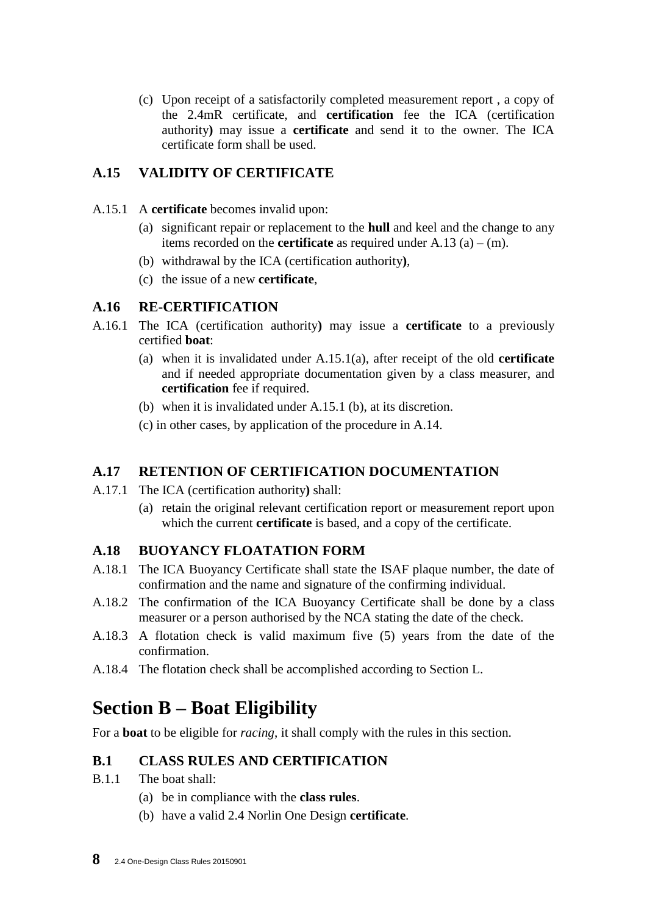(c) Upon receipt of a satisfactorily completed measurement report , a copy of the 2.4mR certificate, and **certification** fee the ICA (certification authority**)** may issue a **certificate** and send it to the owner. The ICA certificate form shall be used.

### A.15 VALIDITY OF CERTIFICATE

A.15.1 A **certificate** becomes invalid upon:

(a) significant repair or replacement to the **hull** and keel and the change to any items recorded on the **certificate** as required under A.13 (a) – (m).

(b) withdrawal by the ICA (certification authority**)**,

(c) the issue of a new **certificate**,

### A.16 RE-CERTIFICATION

A.16.1 The ICA (certification authority**)** may issue a **certificate** to a previously certified **boat**:

(a) when it is invalidated under A.15.1(a), after receipt of the old **certificate** and if needed appropriate documentation given by a class measurer, and **certification** fee if required.

(b) when it is invalidated under A.15.1 (b), at its discretion.

(c) in other cases, by application of the procedure in A.14.

### A.17 RETENTION OF CERTIFICATION DOCUMENTATION

A.17.1 The ICA (certification authority**)** shall:

(a) retain the original relevant certification report or measurement report upon which the current **certificate** is based, and a copy of the certificate.

### A.18 BUOYANCY FLOATATION FORM

A.18.1 The ICA Buoyancy Certificate shall state the ISAF plaque number, the date of confirmation and the name and signature of the confirming individual.

A.18.2 The confirmation of the ICA Buoyancy Certificate shall be done by a class measurer or a person authorised by the NCA stating the date of the check.

A.18.3 A flotation check is valid maximum five (5) years from the date of the confirmation.

A.18.4 The flotation check shall be accomplished according to Section L.

## Section B – Boat Eligibility

For a **boat** to be eligible for *racing*, it shall comply with the rules in this section.

### B.1 CLASS RULES AND CERTIFICATION

B.1.1 The boat shall:

(a) be in compliance with the **class rules**.

(b) have a valid 2.4 Norlin One Design **certificate**.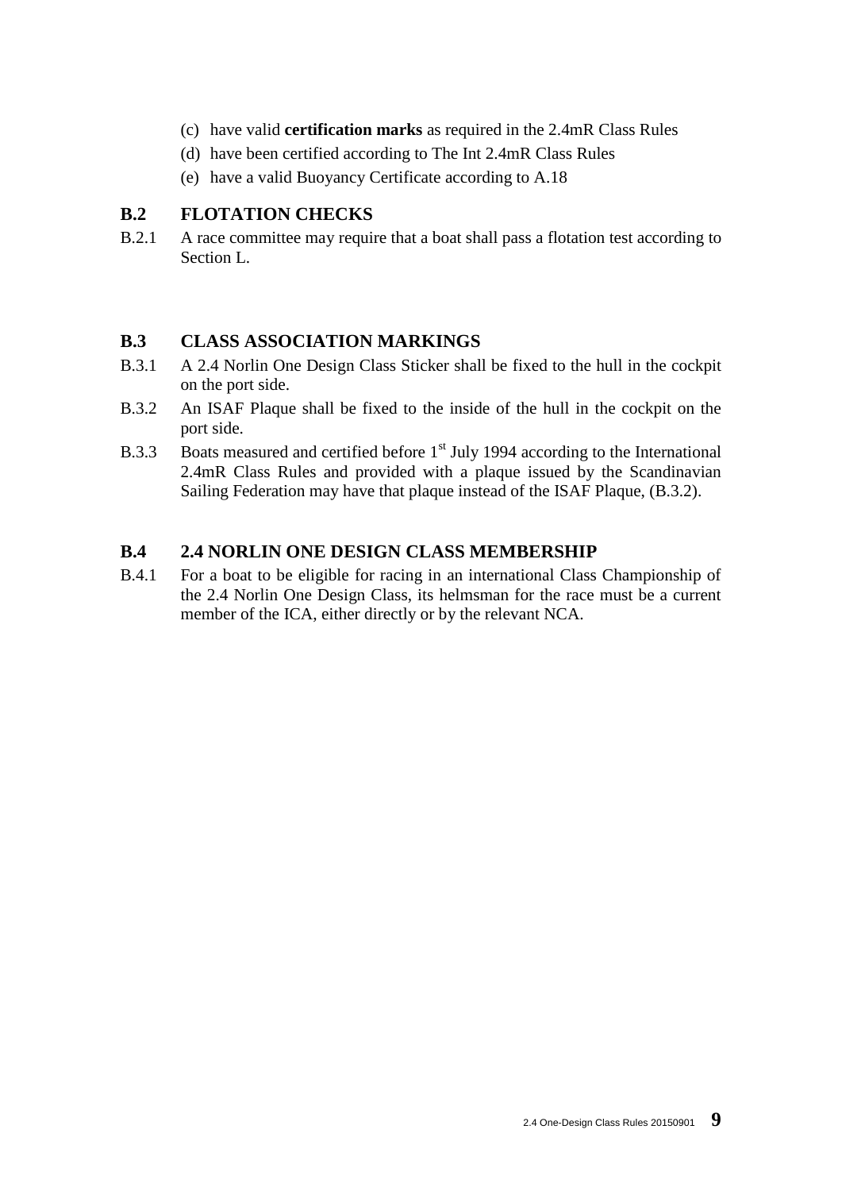(c) have valid **certification marks** as required in the 2.4mR Class Rules

(d) have been certified according to The Int 2.4mR Class Rules

(e) have a valid Buoyancy Certificate according to A.18

## B.2 FLOTATION CHECKS

B.2.1 A race committee may require that a boat shall pass a flotation test according to Section L.

## B.3 CLASS ASSOCIATION MARKINGS

B.3.1 A 2.4 Norlin One Design Class Sticker shall be fixed to the hull in the cockpit on the port side.

B.3.2 An ISAF Plaque shall be fixed to the inside of the hull in the cockpit on the port side.

B.3.3 Boats measured and certified before 1st July 1994 according to the International 2.4mR Class Rules and provided with a plaque issued by the Scandinavian Sailing Federation may have that plaque instead of the ISAF Plaque, (B.3.2).

## B.4 2.4 NORLIN ONE DESIGN CLASS MEMBERSHIP

B.4.1 For a boat to be eligible for racing in an international Class Championship of the 2.4 Norlin One Design Class, its helmsman for the race must be a current member of the ICA, either directly or by the relevant NCA.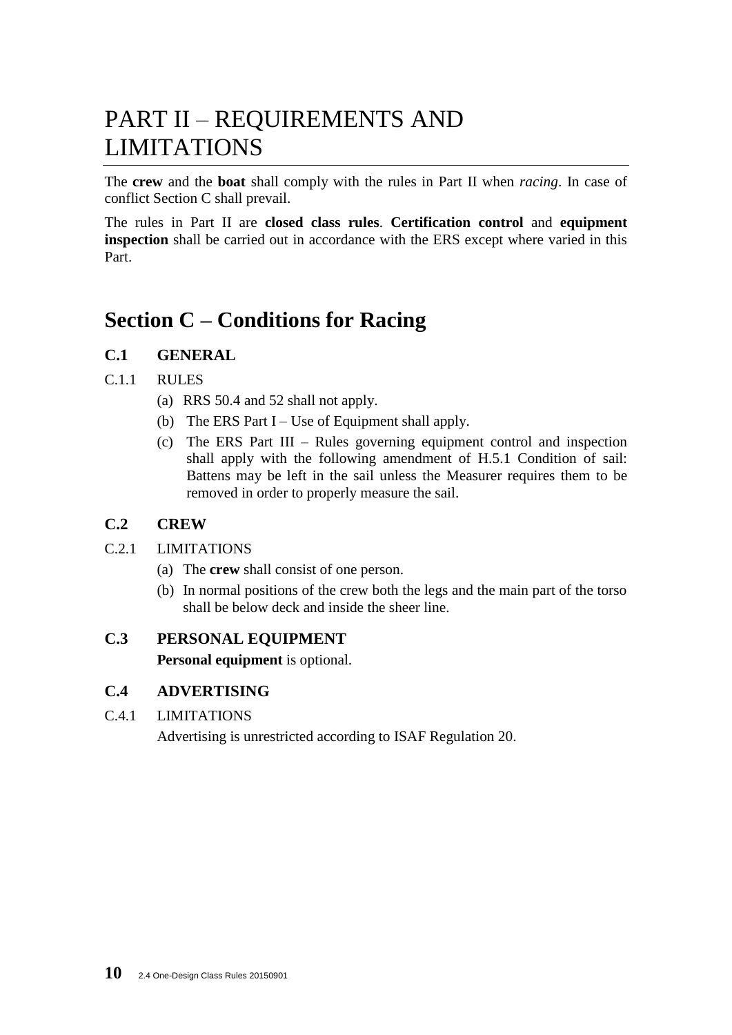# PART II – REQUIREMENTS AND LIMITATIONS

The **crew** and the **boat** shall comply with the rules in Part II when *racing*. In case of conflict Section C shall prevail.

The rules in Part II are **closed class rules**. **Certification control** and **equipment inspection** shall be carried out in accordance with the ERS except where varied in this Part.

## Section C – Conditions for Racing

### C.1 GENERAL

C.1.1 RULES

(a) RRS 50.4 and 52 shall not apply.

(b) The ERS Part I – Use of Equipment shall apply.

(c) The ERS Part III – Rules governing equipment control and inspection shall apply with the following amendment of H.5.1 Condition of sail: Battens may be left in the sail unless the Measurer requires them to be removed in order to properly measure the sail.

### C.2 CREW

C.2.1 LIMITATIONS

(a) The **crew** shall consist of one person.

(b) In normal positions of the crew both the legs and the main part of the torso shall be below deck and inside the sheer line.

### C.3 PERSONAL EQUIPMENT

**Personal equipment** is optional.

### C.4 ADVERTISING

C.4.1 LIMITATIONS

Advertising is unrestricted according to ISAF Regulation 20.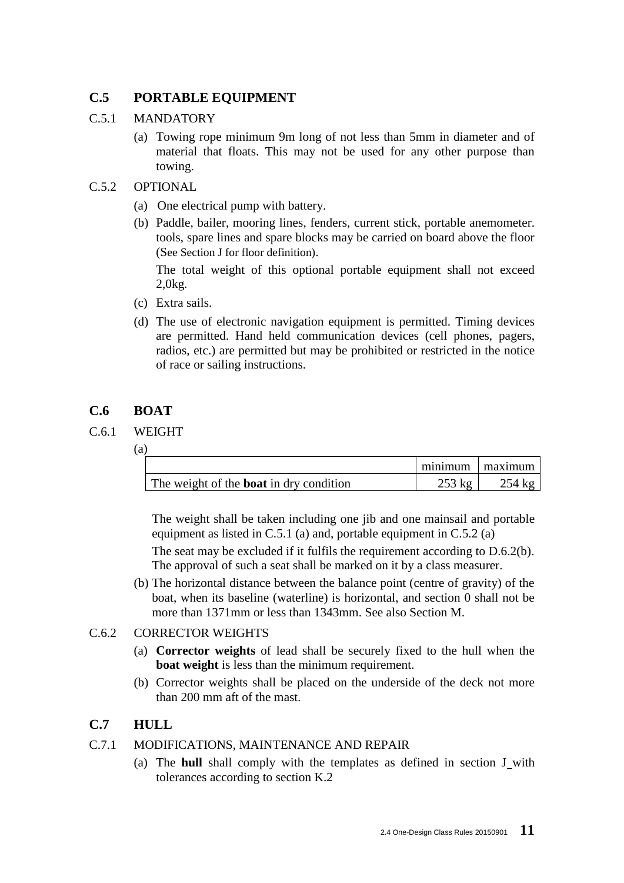## C.5 PORTABLE EQUIPMENT

C.5.1 MANDATORY

(a) Towing rope minimum 9m long of not less than 5mm in diameter and of material that floats. This may not be used for any other purpose than towing.

C.5.2 OPTIONAL

(a) One electrical pump with battery.

(b) Paddle, bailer, mooring lines, fenders, current stick, portable anemometer. tools, spare lines and spare blocks may be carried on board above the floor (See Section J for floor definition).

The total weight of this optional portable equipment shall not exceed 2,0kg.

(c) Extra sails.

(d) The use of electronic navigation equipment is permitted. Timing devices are permitted. Hand held communication devices (cell phones, pagers, radios, etc.) are permitted but may be prohibited or restricted in the notice of race or sailing instructions.

## C.6 BOAT

C.6.1 WEIGHT

(a)

| | minimum | maximum |
|---|---|---|
| The weight of the **boat** in dry condition | 253 kg | 254 kg |

The weight shall be taken including one jib and one mainsail and portable equipment as listed in C.5.1 (a) and, portable equipment in C.5.2 (a)

The seat may be excluded if it fulfils the requirement according to D.6.2(b). The approval of such a seat shall be marked on it by a class measurer.

(b) The horizontal distance between the balance point (centre of gravity) of the boat, when its baseline (waterline) is horizontal, and section 0 shall not be more than 1371mm or less than 1343mm. See also Section M.

C.6.2 CORRECTOR WEIGHTS

(a) **Corrector weights** of lead shall be securely fixed to the hull when the **boat weight** is less than the minimum requirement.

(b) Corrector weights shall be placed on the underside of the deck not more than 200 mm aft of the mast.

## C.7 HULL

C.7.1 MODIFICATIONS, MAINTENANCE AND REPAIR

(a) The **hull** shall comply with the templates as defined in section J with tolerances according to section K.2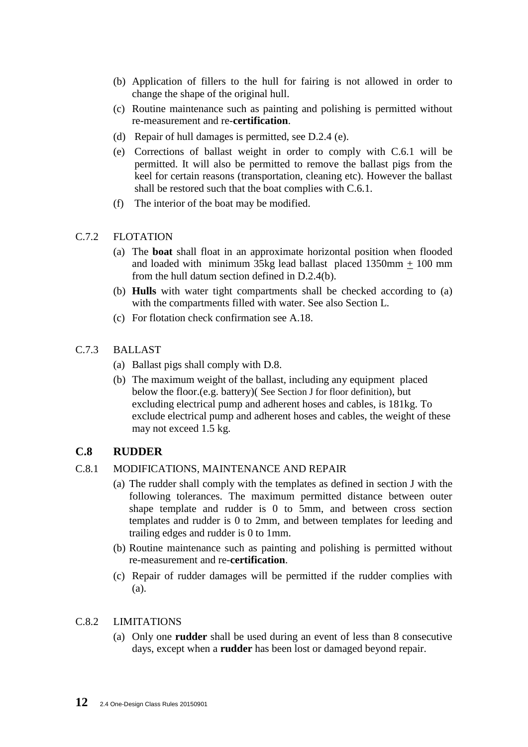(b) Application of fillers to the hull for fairing is not allowed in order to change the shape of the original hull.

(c) Routine maintenance such as painting and polishing is permitted without re-measurement and re-**certification**.

(d) Repair of hull damages is permitted, see D.2.4 (e).

(e) Corrections of ballast weight in order to comply with C.6.1 will be permitted. It will also be permitted to remove the ballast pigs from the keel for certain reasons (transportation, cleaning etc). However the ballast shall be restored such that the boat complies with C.6.1.

(f) The interior of the boat may be modified.

C.7.2 FLOTATION

(a) The **boat** shall float in an approximate horizontal position when flooded and loaded with minimum 35kg lead ballast placed 1350mm ± 100 mm from the hull datum section defined in D.2.4(b).

(b) **Hulls** with water tight compartments shall be checked according to (a) with the compartments filled with water. See also Section L.

(c) For flotation check confirmation see A.18.

C.7.3 BALLAST

(a) Ballast pigs shall comply with D.8.

(b) The maximum weight of the ballast, including any equipment placed below the floor.(e.g. battery)( See Section J for floor definition), but excluding electrical pump and adherent hoses and cables, is 181kg. To exclude electrical pump and adherent hoses and cables, the weight of these may not exceed 1.5 kg.

## C.8 RUDDER

C.8.1 MODIFICATIONS, MAINTENANCE AND REPAIR

(a) The rudder shall comply with the templates as defined in section J with the following tolerances. The maximum permitted distance between outer shape template and rudder is 0 to 5mm, and between cross section templates and rudder is 0 to 2mm, and between templates for leeding and trailing edges and rudder is 0 to 1mm.

(b) Routine maintenance such as painting and polishing is permitted without re-measurement and re-**certification**.

(c) Repair of rudder damages will be permitted if the rudder complies with (a).

C.8.2 LIMITATIONS

(a) Only one **rudder** shall be used during an event of less than 8 consecutive days, except when a **rudder** has been lost or damaged beyond repair.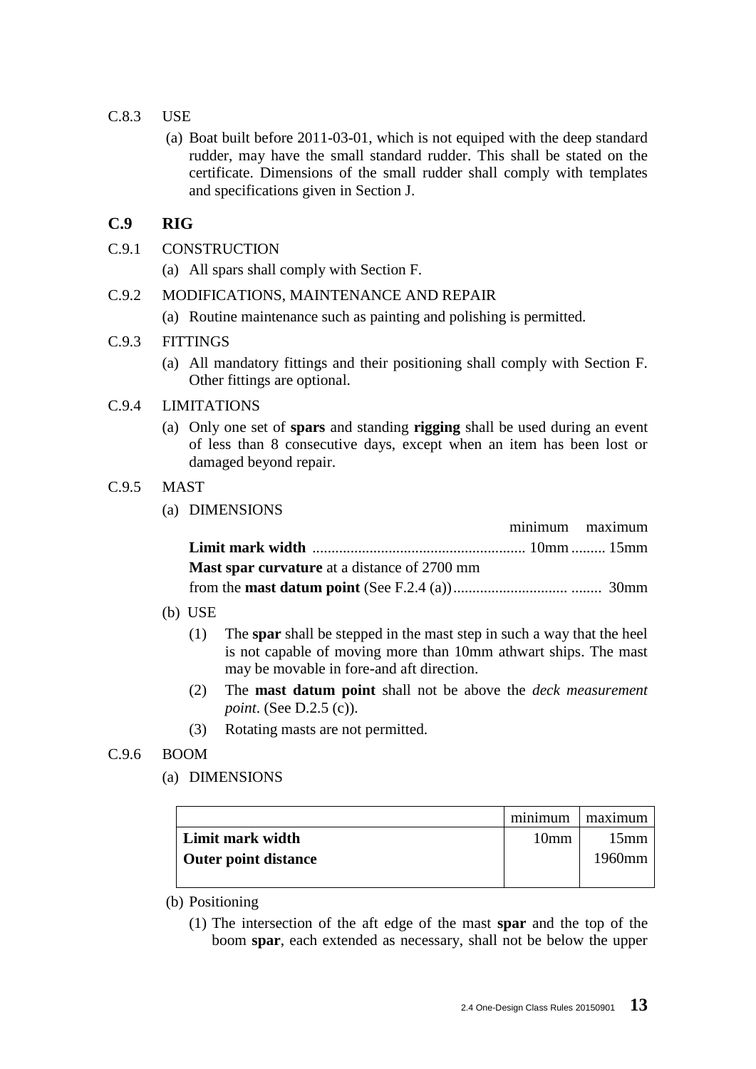C.8.3 USE

(a) Boat built before 2011-03-01, which is not equiped with the deep standard rudder, may have the small standard rudder. This shall be stated on the certificate. Dimensions of the small rudder shall comply with templates and specifications given in Section J.

## C.9 RIG

C.9.1 CONSTRUCTION

(a) All spars shall comply with Section F.

C.9.2 MODIFICATIONS, MAINTENANCE AND REPAIR

(a) Routine maintenance such as painting and polishing is permitted.

C.9.3 FITTINGS

(a) All mandatory fittings and their positioning shall comply with Section F. Other fittings are optional.

C.9.4 LIMITATIONS

(a) Only one set of **spars** and standing **rigging** shall be used during an event of less than 8 consecutive days, except when an item has been lost or damaged beyond repair.

C.9.5 MAST

(a) DIMENSIONS

| | minimum | maximum |
|---|---|---|
| **Limit mark width** | 10mm | 15mm |
| **Mast spar curvature** at a distance of 2700 mm from the **mast datum point** (See F.2.4 (a)) | | 30mm |

(b) USE

(1) The **spar** shall be stepped in the mast step in such a way that the heel is not capable of moving more than 10mm athwart ships. The mast may be movable in fore-and aft direction.

(2) The **mast datum point** shall not be above the *deck measurement point*. (See D.2.5 (c)).

(3) Rotating masts are not permitted.

C.9.6 BOOM

(a) DIMENSIONS

| | minimum | maximum |
|---|---|---|
| **Limit mark width** | 10mm | 15mm |
| **Outer point distance** | | 1960mm |

(b) Positioning

(1) The intersection of the aft edge of the mast **spar** and the top of the boom **spar**, each extended as necessary, shall not be below the upper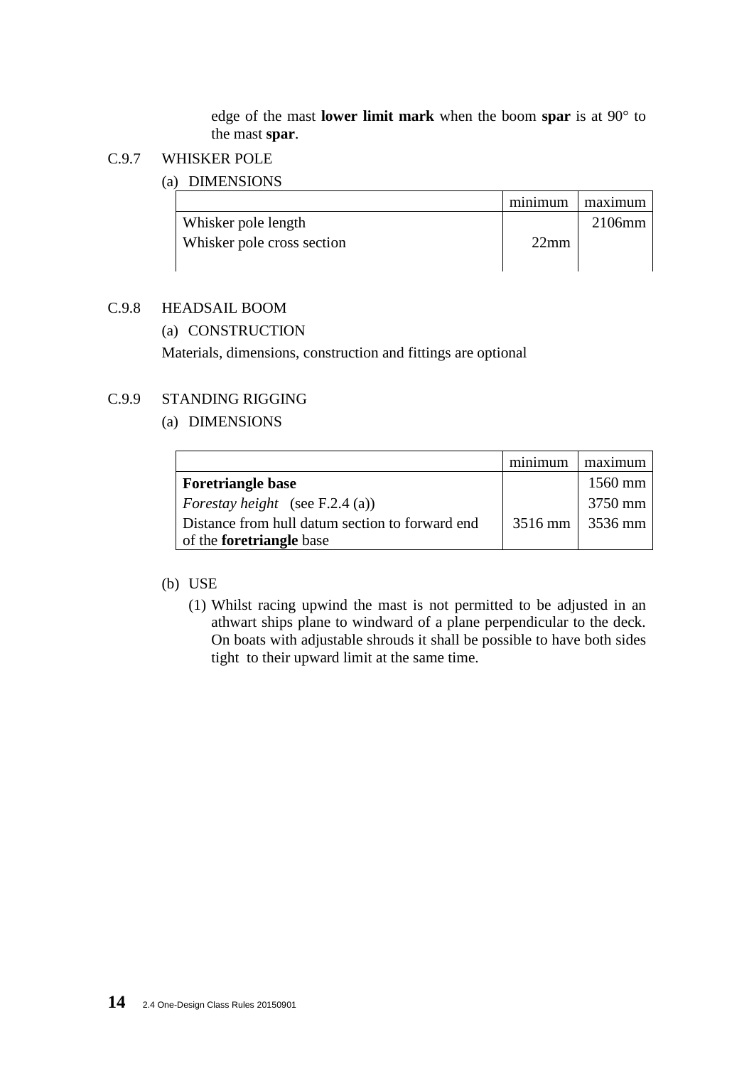edge of the mast **lower limit mark** when the boom **spar** is at 90° to the mast **spar**.

C.9.7 WHISKER POLE

(a) DIMENSIONS

| | minimum | maximum |
|---|---|---|
| Whisker pole length | | 2106mm |
| Whisker pole cross section | 22mm | |

C.9.8 HEADSAIL BOOM

(a) CONSTRUCTION

Materials, dimensions, construction and fittings are optional

C.9.9 STANDING RIGGING

(a) DIMENSIONS

| | minimum | maximum |
|---|---|---|
| **Foretriangle base** | | 1560 mm |
| *Forestay height* (see F.2.4 (a)) | | 3750 mm |
| Distance from hull datum section to forward end of the **foretriangle** base | 3516 mm | 3536 mm |

(b) USE

(1) Whilst racing upwind the mast is not permitted to be adjusted in an athwart ships plane to windward of a plane perpendicular to the deck. On boats with adjustable shrouds it shall be possible to have both sides tight to their upward limit at the same time.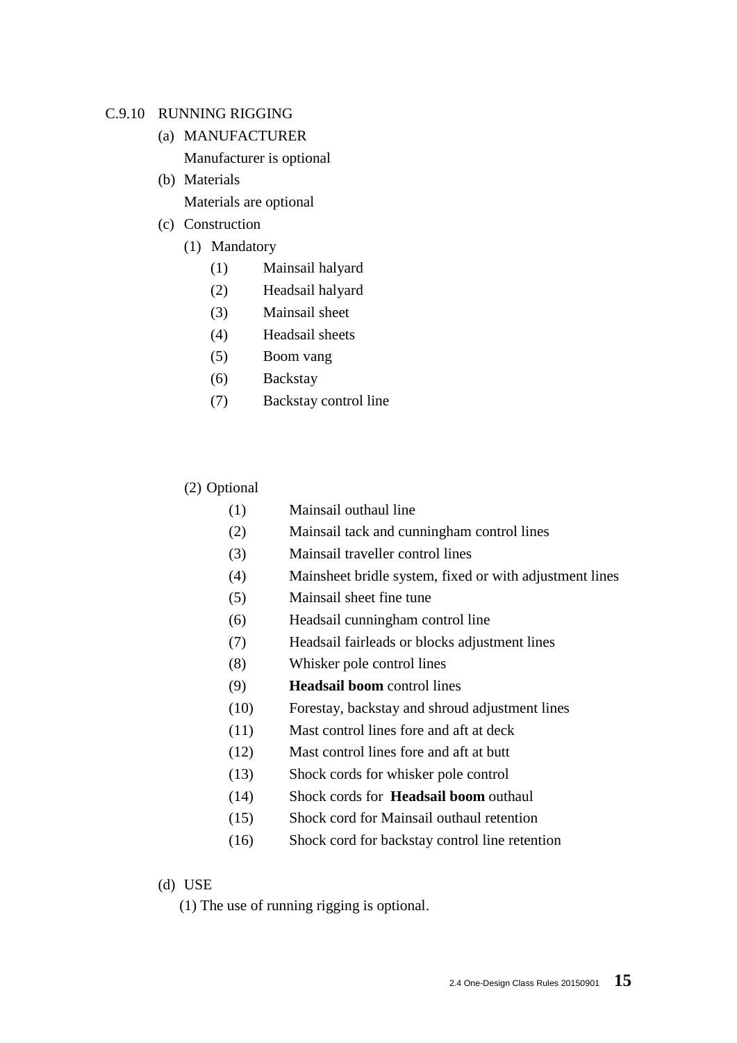C.9.10 RUNNING RIGGING

(a) MANUFACTURER

Manufacturer is optional

(b) Materials

Materials are optional

(c) Construction

(1) Mandatory

- (1) Mainsail halyard
- (2) Headsail halyard
- (3) Mainsail sheet
- (4) Headsail sheets
- (5) Boom vang
- (6) Backstay
- (7) Backstay control line

(2) Optional

- (1) Mainsail outhaul line
- (2) Mainsail tack and cunningham control lines
- (3) Mainsail traveller control lines
- (4) Mainsheet bridle system, fixed or with adjustment lines
- (5) Mainsail sheet fine tune
- (6) Headsail cunningham control line
- (7) Headsail fairleads or blocks adjustment lines
- (8) Whisker pole control lines
- (9) **Headsail boom** control lines
- (10) Forestay, backstay and shroud adjustment lines
- (11) Mast control lines fore and aft at deck
- (12) Mast control lines fore and aft at butt
- (13) Shock cords for whisker pole control
- (14) Shock cords for **Headsail boom** outhaul
- (15) Shock cord for Mainsail outhaul retention
- (16) Shock cord for backstay control line retention

(d) USE

(1) The use of running rigging is optional.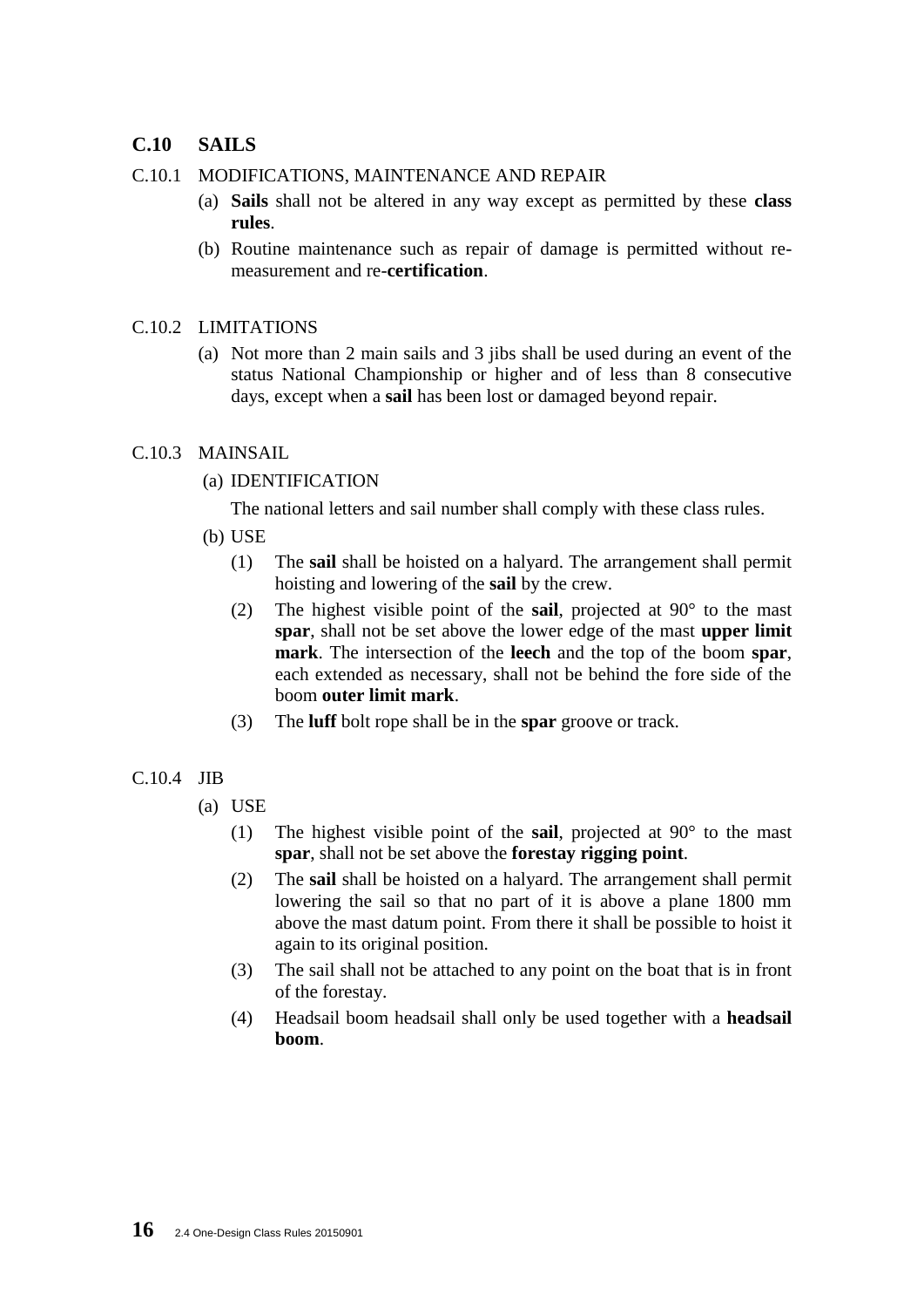## C.10 SAILS

C.10.1 MODIFICATIONS, MAINTENANCE AND REPAIR

(a) **Sails** shall not be altered in any way except as permitted by these **class rules**.

(b) Routine maintenance such as repair of damage is permitted without re-measurement and re-**certification**.

C.10.2 LIMITATIONS

(a) Not more than 2 main sails and 3 jibs shall be used during an event of the status National Championship or higher and of less than 8 consecutive days, except when a **sail** has been lost or damaged beyond repair.

C.10.3 MAINSAIL

(a) IDENTIFICATION

The national letters and sail number shall comply with these class rules.

(b) USE

(1) The **sail** shall be hoisted on a halyard. The arrangement shall permit hoisting and lowering of the **sail** by the crew.

(2) The highest visible point of the **sail**, projected at 90° to the mast **spar**, shall not be set above the lower edge of the mast **upper limit mark**. The intersection of the **leech** and the top of the boom **spar**, each extended as necessary, shall not be behind the fore side of the boom **outer limit mark**.

(3) The **luff** bolt rope shall be in the **spar** groove or track.

C.10.4 JIB

(a) USE

(1) The highest visible point of the **sail**, projected at 90° to the mast **spar**, shall not be set above the **forestay rigging point**.

(2) The **sail** shall be hoisted on a halyard. The arrangement shall permit lowering the sail so that no part of it is above a plane 1800 mm above the mast datum point. From there it shall be possible to hoist it again to its original position.

(3) The sail shall not be attached to any point on the boat that is in front of the forestay.

(4) Headsail boom headsail shall only be used together with a **headsail boom**.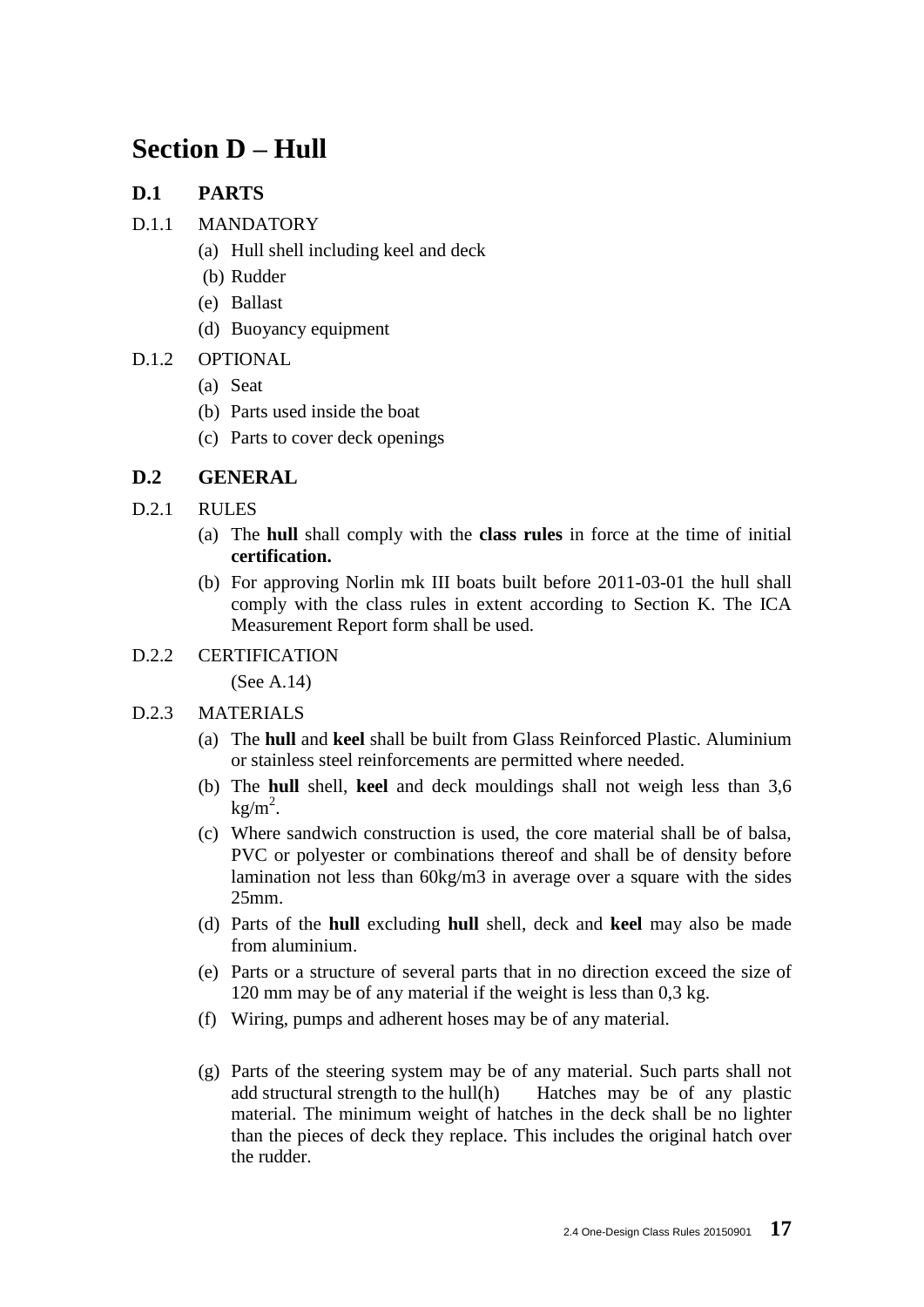# Section D – Hull

## D.1 PARTS

D.1.1 MANDATORY

(a) Hull shell including keel and deck

(b) Rudder

(e) Ballast

(d) Buoyancy equipment

D.1.2 OPTIONAL

(a) Seat

(b) Parts used inside the boat

(c) Parts to cover deck openings

## D.2 GENERAL

D.2.1 RULES

(a) The **hull** shall comply with the **class rules** in force at the time of initial **certification.**

(b) For approving Norlin mk III boats built before 2011-03-01 the hull shall comply with the class rules in extent according to Section K. The ICA Measurement Report form shall be used.

D.2.2 CERTIFICATION

(See A.14)

D.2.3 MATERIALS

(a) The **hull** and **keel** shall be built from Glass Reinforced Plastic. Aluminium or stainless steel reinforcements are permitted where needed.

(b) The **hull** shell, **keel** and deck mouldings shall not weigh less than 3,6 $kg/m^2$.

(c) Where sandwich construction is used, the core material shall be of balsa, PVC or polyester or combinations thereof and shall be of density before lamination not less than 60kg/m3 in average over a square with the sides 25mm.

(d) Parts of the **hull** excluding **hull** shell, deck and **keel** may also be made from aluminium.

(e) Parts or a structure of several parts that in no direction exceed the size of 120 mm may be of any material if the weight is less than 0,3 kg.

(f) Wiring, pumps and adherent hoses may be of any material.

(g) Parts of the steering system may be of any material. Such parts shall not add structural strength to the hull(h) Hatches may be of any plastic material. The minimum weight of hatches in the deck shall be no lighter than the pieces of deck they replace. This includes the original hatch over the rudder.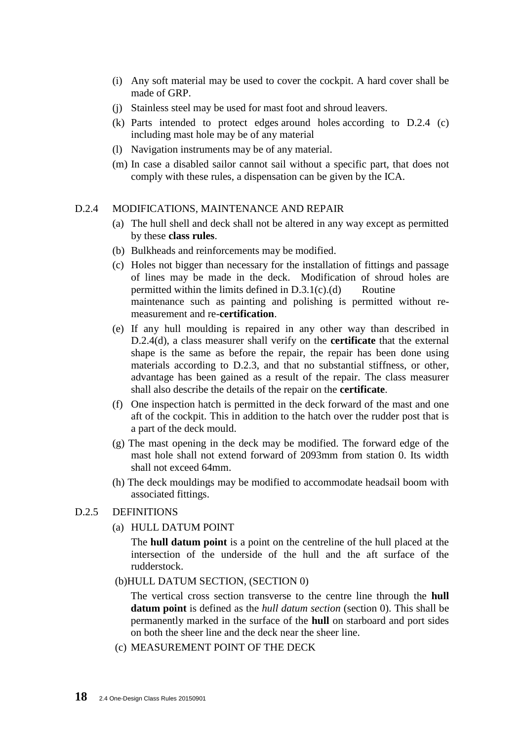(i) Any soft material may be used to cover the cockpit. A hard cover shall be made of GRP.

(j) Stainless steel may be used for mast foot and shroud leavers.

(k) Parts intended to protect edges around holes according to D.2.4 (c) including mast hole may be of any material

(l) Navigation instruments may be of any material.

(m) In case a disabled sailor cannot sail without a specific part, that does not comply with these rules, a dispensation can be given by the ICA.

D.2.4 MODIFICATIONS, MAINTENANCE AND REPAIR

(a) The hull shell and deck shall not be altered in any way except as permitted by these **class rules**.

(b) Bulkheads and reinforcements may be modified.

(c) Holes not bigger than necessary for the installation of fittings and passage of lines may be made in the deck. Modification of shroud holes are permitted within the limits defined in D.3.1(c).(d) Routine maintenance such as painting and polishing is permitted without re-measurement and re-**certification**.

(e) If any hull moulding is repaired in any other way than described in D.2.4(d), a class measurer shall verify on the **certificate** that the external shape is the same as before the repair, the repair has been done using materials according to D.2.3, and that no substantial stiffness, or other, advantage has been gained as a result of the repair. The class measurer shall also describe the details of the repair on the **certificate**.

(f) One inspection hatch is permitted in the deck forward of the mast and one aft of the cockpit. This in addition to the hatch over the rudder post that is a part of the deck mould.

(g) The mast opening in the deck may be modified. The forward edge of the mast hole shall not extend forward of 2093mm from station 0. Its width shall not exceed 64mm.

(h) The deck mouldings may be modified to accommodate headsail boom with associated fittings.

D.2.5 DEFINITIONS

(a) HULL DATUM POINT

The **hull datum point** is a point on the centreline of the hull placed at the intersection of the underside of the hull and the aft surface of the rudderstock.

(b)HULL DATUM SECTION, (SECTION 0)

The vertical cross section transverse to the centre line through the **hull datum point** is defined as the *hull datum section* (section 0). This shall be permanently marked in the surface of the **hull** on starboard and port sides on both the sheer line and the deck near the sheer line.

(c) MEASUREMENT POINT OF THE DECK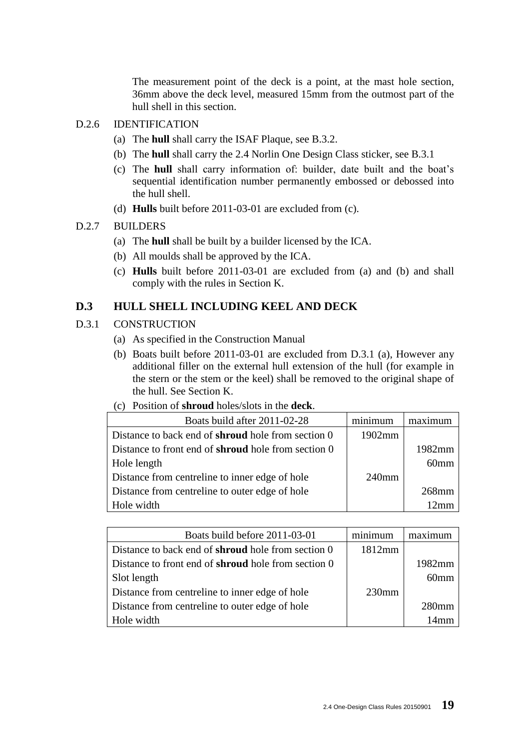The measurement point of the deck is a point, at the mast hole section, 36mm above the deck level, measured 15mm from the outmost part of the hull shell in this section.

D.2.6 IDENTIFICATION

(a) The **hull** shall carry the ISAF Plaque, see B.3.2.

(b) The **hull** shall carry the 2.4 Norlin One Design Class sticker, see B.3.1

(c) The **hull** shall carry information of: builder, date built and the boat's sequential identification number permanently embossed or debossed into the hull shell.

(d) **Hulls** built before 2011-03-01 are excluded from (c).

D.2.7 BUILDERS

(a) The **hull** shall be built by a builder licensed by the ICA.

(b) All moulds shall be approved by the ICA.

(c) **Hulls** built before 2011-03-01 are excluded from (a) and (b) and shall comply with the rules in Section K.

## D.3 HULL SHELL INCLUDING KEEL AND DECK

D.3.1 CONSTRUCTION

(a) As specified in the Construction Manual

(b) Boats built before 2011-03-01 are excluded from D.3.1 (a), However any additional filler on the external hull extension of the hull (for example in the stern or the stem or the keel) shall be removed to the original shape of the hull. See Section K.

(c) Position of **shroud** holes/slots in the **deck**.

| Boats build after 2011-02-28 | minimum | maximum |
|---|---|---|
| Distance to back end of **shroud** hole from section 0 | 1902mm | |
| Distance to front end of **shroud** hole from section 0 | | 1982mm |
| Hole length | | 60mm |
| Distance from centreline to inner edge of hole | 240mm | |
| Distance from centreline to outer edge of hole | | 268mm |
| Hole width | | 12mm |

| Boats build before 2011-03-01 | minimum | maximum |
|---|---|---|
| Distance to back end of **shroud** hole from section 0 | 1812mm | |
| Distance to front end of **shroud** hole from section 0 | | 1982mm |
| Slot length | | 60mm |
| Distance from centreline to inner edge of hole | 230mm | |
| Distance from centreline to outer edge of hole | | 280mm |
| Hole width | | 14mm |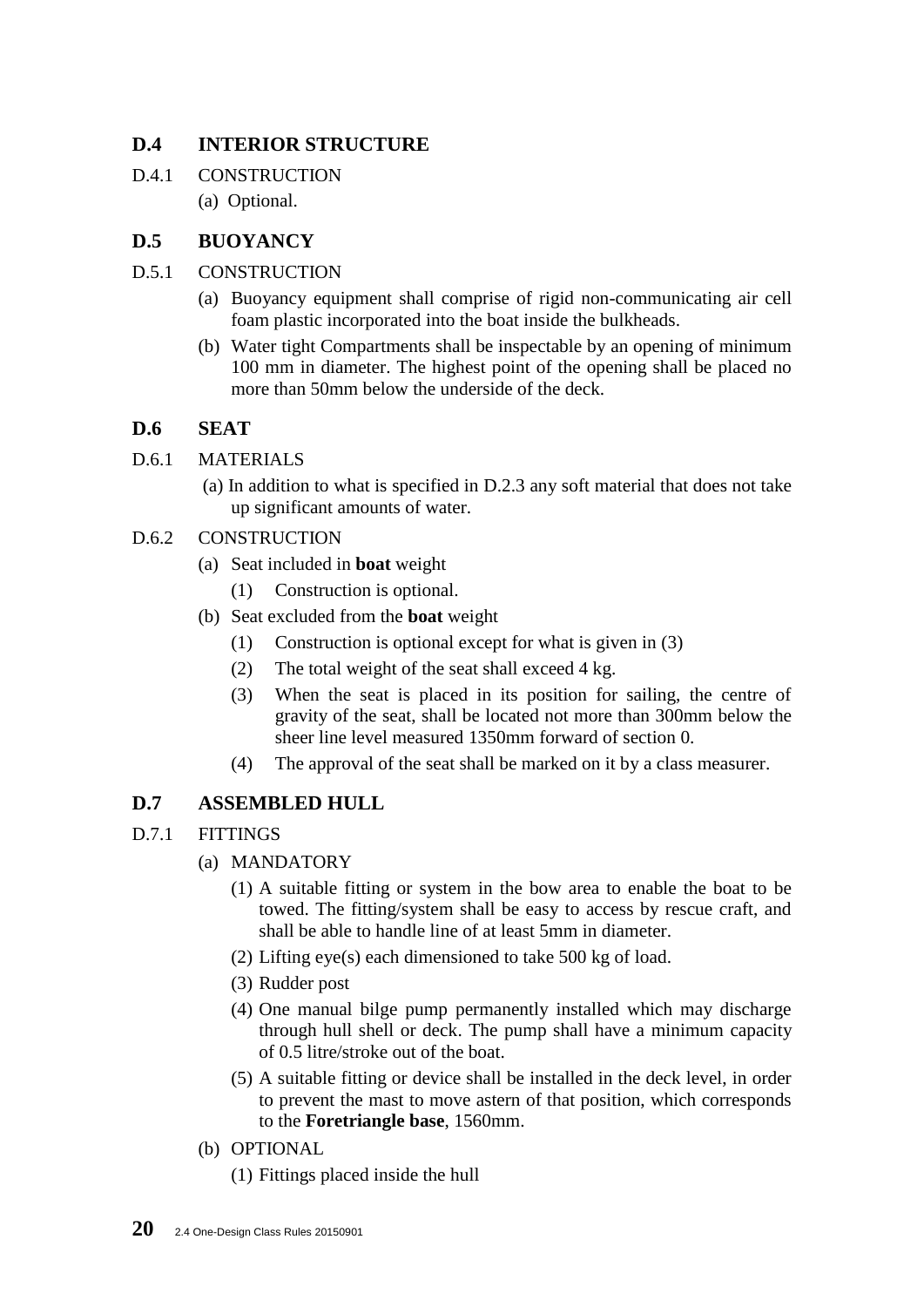## D.4 INTERIOR STRUCTURE

D.4.1 CONSTRUCTION

(a) Optional.

## D.5 BUOYANCY

D.5.1 CONSTRUCTION

(a) Buoyancy equipment shall comprise of rigid non-communicating air cell foam plastic incorporated into the boat inside the bulkheads.

(b) Water tight Compartments shall be inspectable by an opening of minimum 100 mm in diameter. The highest point of the opening shall be placed no more than 50mm below the underside of the deck.

## D.6 SEAT

D.6.1 MATERIALS

(a) In addition to what is specified in D.2.3 any soft material that does not take up significant amounts of water.

D.6.2 CONSTRUCTION

(a) Seat included in **boat** weight

   (1) Construction is optional.

(b) Seat excluded from the **boat** weight

   (1) Construction is optional except for what is given in (3)

   (2) The total weight of the seat shall exceed 4 kg.

   (3) When the seat is placed in its position for sailing, the centre of gravity of the seat, shall be located not more than 300mm below the sheer line level measured 1350mm forward of section 0.

   (4) The approval of the seat shall be marked on it by a class measurer.

## D.7 ASSEMBLED HULL

D.7.1 FITTINGS

(a) MANDATORY

   (1) A suitable fitting or system in the bow area to enable the boat to be towed. The fitting/system shall be easy to access by rescue craft, and shall be able to handle line of at least 5mm in diameter.

   (2) Lifting eye(s) each dimensioned to take 500 kg of load.

   (3) Rudder post

   (4) One manual bilge pump permanently installed which may discharge through hull shell or deck. The pump shall have a minimum capacity of 0.5 litre/stroke out of the boat.

   (5) A suitable fitting or device shall be installed in the deck level, in order to prevent the mast to move astern of that position, which corresponds to the **Foretriangle base**, 1560mm.

(b) OPTIONAL

   (1) Fittings placed inside the hull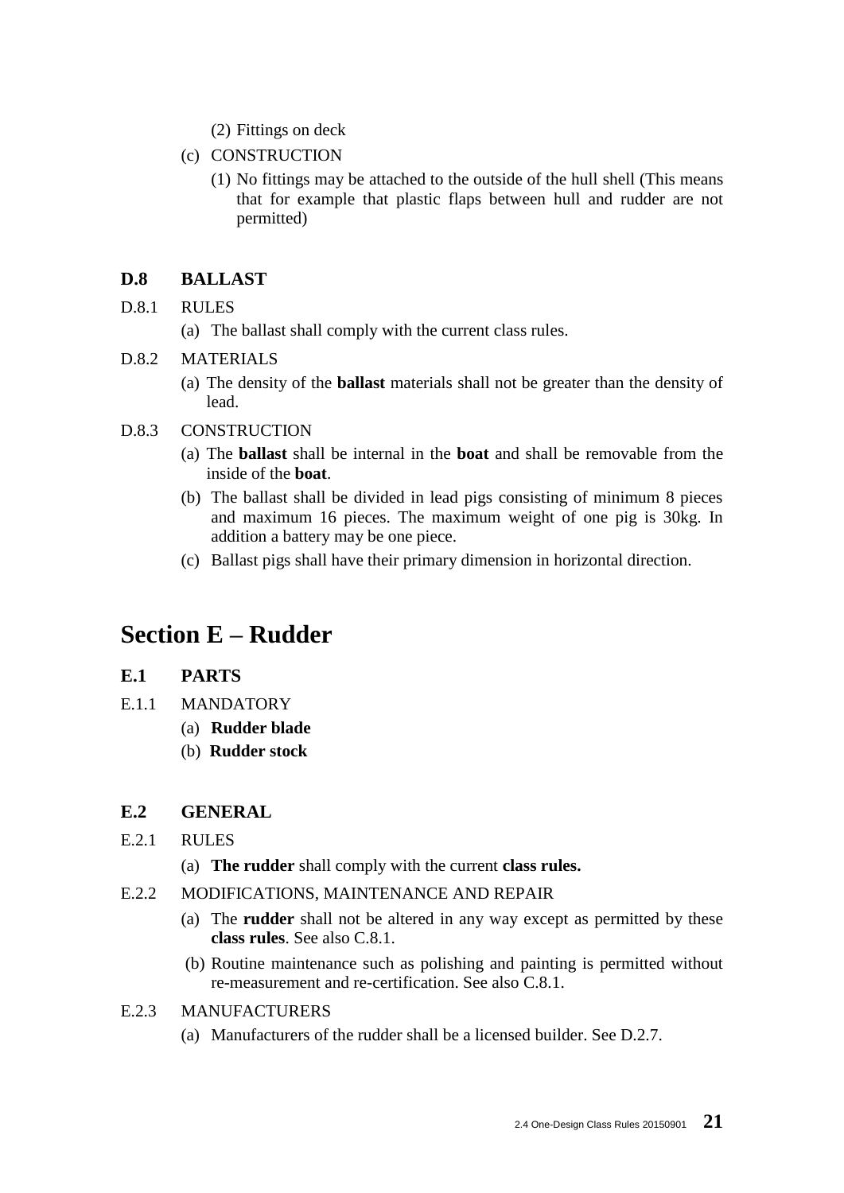(2) Fittings on deck

(c) CONSTRUCTION

(1) No fittings may be attached to the outside of the hull shell (This means that for example that plastic flaps between hull and rudder are not permitted)

### D.8 BALLAST

D.8.1 RULES

(a) The ballast shall comply with the current class rules.

D.8.2 MATERIALS

(a) The density of the **ballast** materials shall not be greater than the density of lead.

D.8.3 CONSTRUCTION

(a) The **ballast** shall be internal in the **boat** and shall be removable from the inside of the **boat**.

(b) The ballast shall be divided in lead pigs consisting of minimum 8 pieces and maximum 16 pieces. The maximum weight of one pig is 30kg. In addition a battery may be one piece.

(c) Ballast pigs shall have their primary dimension in horizontal direction.

## Section E – Rudder

### E.1 PARTS

E.1.1 MANDATORY

(a) **Rudder blade**

(b) **Rudder stock**

### E.2 GENERAL

E.2.1 RULES

(a) **The rudder** shall comply with the current **class rules.**

E.2.2 MODIFICATIONS, MAINTENANCE AND REPAIR

(a) The **rudder** shall not be altered in any way except as permitted by these **class rules**. See also C.8.1.

(b) Routine maintenance such as polishing and painting is permitted without re-measurement and re-certification. See also C.8.1.

E.2.3 MANUFACTURERS

(a) Manufacturers of the rudder shall be a licensed builder. See D.2.7.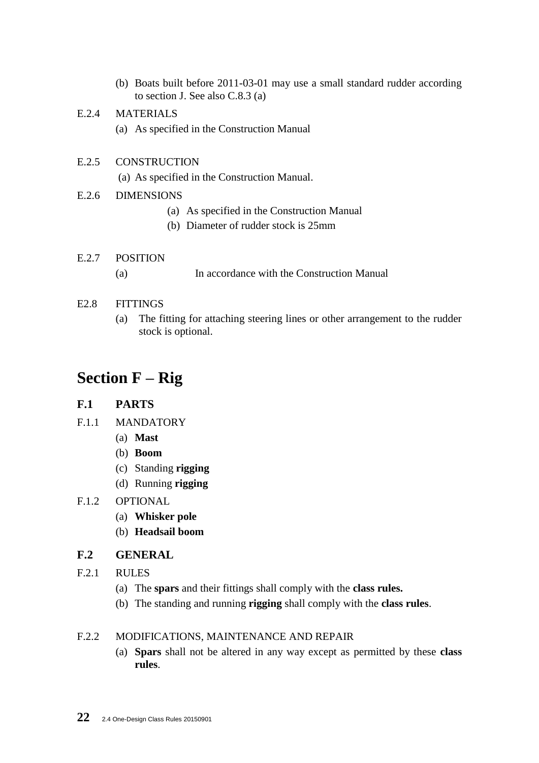(b) Boats built before 2011-03-01 may use a small standard rudder according to section J. See also C.8.3 (a)

E.2.4 MATERIALS

(a) As specified in the Construction Manual

E.2.5 CONSTRUCTION

(a) As specified in the Construction Manual.

E.2.6 DIMENSIONS

(a) As specified in the Construction Manual
(b) Diameter of rudder stock is 25mm

E.2.7 POSITION

(a) In accordance with the Construction Manual

E2.8 FITTINGS

(a) The fitting for attaching steering lines or other arrangement to the rudder stock is optional.

# Section F – Rig

## F.1 PARTS

F.1.1 MANDATORY

(a) **Mast**
(b) **Boom**
(c) Standing **rigging**
(d) Running **rigging**

F.1.2 OPTIONAL

(a) **Whisker pole**
(b) **Headsail boom**

## F.2 GENERAL

F.2.1 RULES

(a) The **spars** and their fittings shall comply with the **class rules.**
(b) The standing and running **rigging** shall comply with the **class rules**.

F.2.2 MODIFICATIONS, MAINTENANCE AND REPAIR

(a) **Spars** shall not be altered in any way except as permitted by these **class rules**.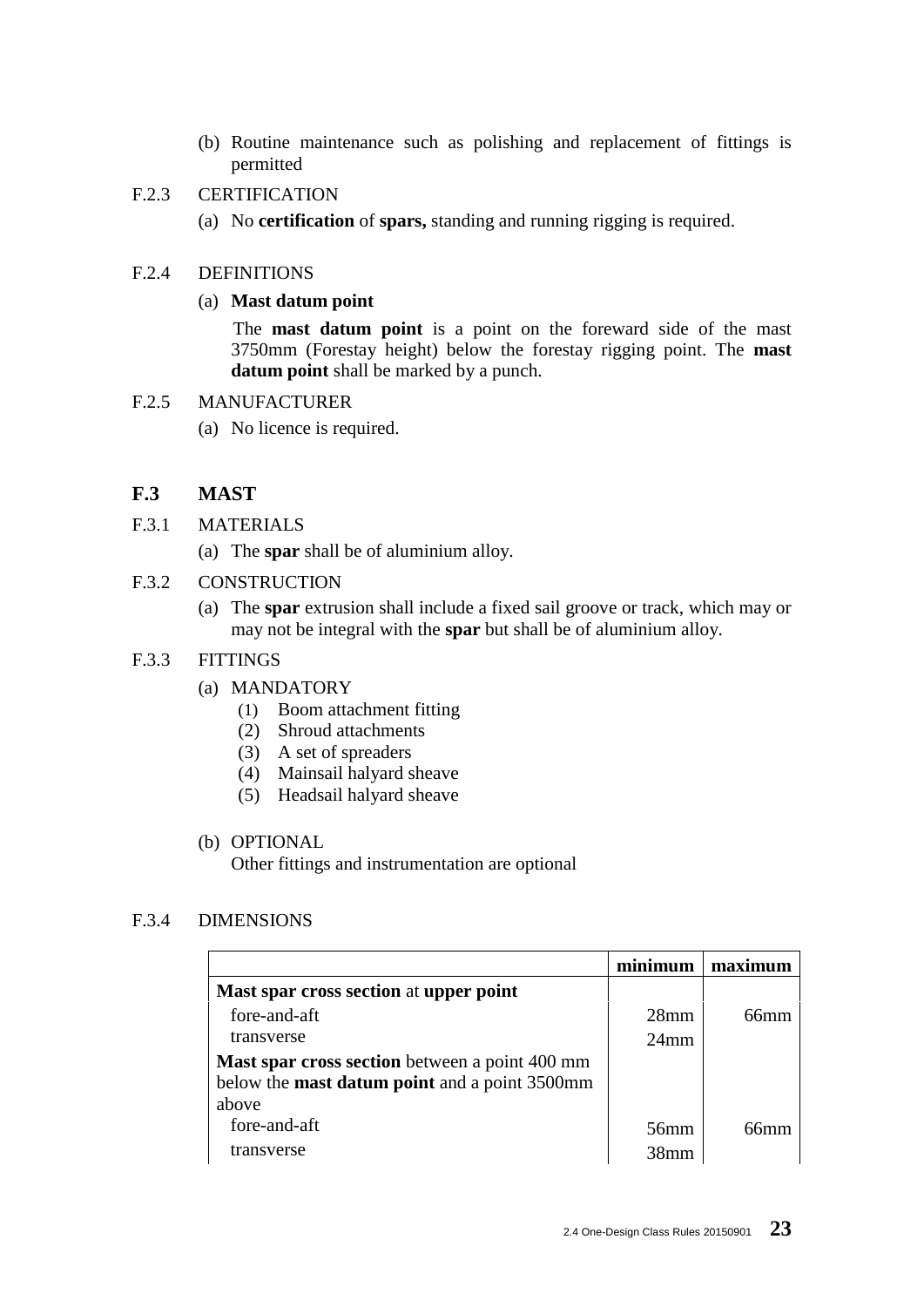(b) Routine maintenance such as polishing and replacement of fittings is permitted

F.2.3 CERTIFICATION

(a) No **certification** of **spars,** standing and running rigging is required.

F.2.4 DEFINITIONS

(a) **Mast datum point**

The **mast datum point** is a point on the foreward side of the mast 3750mm (Forestay height) below the forestay rigging point. The **mast datum point** shall be marked by a punch.

F.2.5 MANUFACTURER

(a) No licence is required.

## F.3 MAST

F.3.1 MATERIALS

(a) The **spar** shall be of aluminium alloy.

F.3.2 CONSTRUCTION

(a) The **spar** extrusion shall include a fixed sail groove or track, which may or may not be integral with the **spar** but shall be of aluminium alloy.

F.3.3 FITTINGS

(a) MANDATORY
   (1) Boom attachment fitting
   (2) Shroud attachments
   (3) A set of spreaders
   (4) Mainsail halyard sheave
   (5) Headsail halyard sheave

(b) OPTIONAL
   Other fittings and instrumentation are optional

F.3.4 DIMENSIONS

| | **minimum** | **maximum** |
|---|---|---|
| **Mast spar cross section** at **upper point** | | |
| fore-and-aft | 28mm | 66mm |
| transverse | 24mm | |
| **Mast spar cross section** between a point 400 mm below the **mast datum point** and a point 3500mm above | | |
| fore-and-aft | 56mm | 66mm |
| transverse | 38mm | |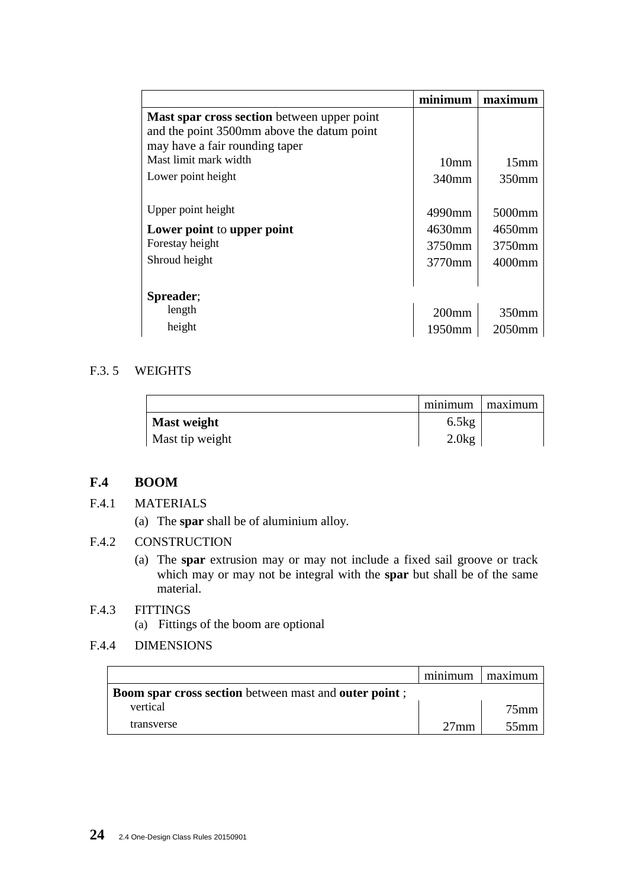| | minimum | maximum |
|---|---|---|
| **Mast spar cross section** between upper point and the point 3500mm above the datum point may have a fair rounding taper | | |
| Mast limit mark width | 10mm | 15mm |
| Lower point height | 340mm | 350mm |
| Upper point height | 4990mm | 5000mm |
| **Lower point** to **upper point** | 4630mm | 4650mm |
| Forestay height | 3750mm | 3750mm |
| Shroud height | 3770mm | 4000mm |
| **Spreader**; | | |
| length | 200mm | 350mm |
| height | 1950mm | 2050mm |

F.3. 5 WEIGHTS

| | minimum | maximum |
|---|---|---|
| **Mast weight** | 6.5kg | |
| Mast tip weight | 2.0kg | |

## F.4 BOOM

F.4.1 MATERIALS

(a) The **spar** shall be of aluminium alloy.

F.4.2 CONSTRUCTION

(a) The **spar** extrusion may or may not include a fixed sail groove or track which may or may not be integral with the **spar** but shall be of the same material.

F.4.3 FITTINGS

(a) Fittings of the boom are optional

F.4.4 DIMENSIONS

| | minimum | maximum |
|---|---|---|
| **Boom spar cross section** between mast and **outer point** ; | | |
| vertical | | 75mm |
| transverse | 27mm | 55mm |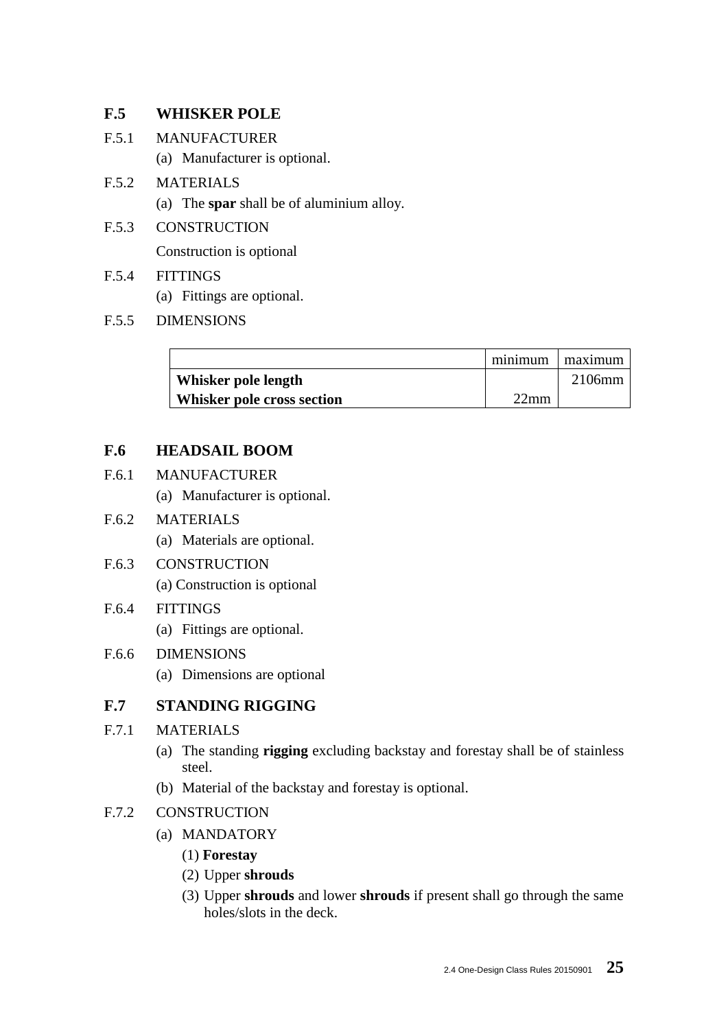## F.5 WHISKER POLE

F.5.1 MANUFACTURER

(a) Manufacturer is optional.

F.5.2 MATERIALS

(a) The **spar** shall be of aluminium alloy.

F.5.3 CONSTRUCTION

Construction is optional

F.5.4 FITTINGS

(a) Fittings are optional.

F.5.5 DIMENSIONS

| | minimum | maximum |
|---|---|---|
| **Whisker pole length** | | 2106mm |
| **Whisker pole cross section** | 22mm | |

## F.6 HEADSAIL BOOM

F.6.1 MANUFACTURER

(a) Manufacturer is optional.

F.6.2 MATERIALS

(a) Materials are optional.

F.6.3 CONSTRUCTION

(a) Construction is optional

F.6.4 FITTINGS

(a) Fittings are optional.

F.6.6 DIMENSIONS

(a) Dimensions are optional

## F.7 STANDING RIGGING

F.7.1 MATERIALS

(a) The standing **rigging** excluding backstay and forestay shall be of stainless steel.

(b) Material of the backstay and forestay is optional.

F.7.2 CONSTRUCTION

(a) MANDATORY

(1) **Forestay**

(2) Upper **shrouds**

(3) Upper **shrouds** and lower **shrouds** if present shall go through the same holes/slots in the deck.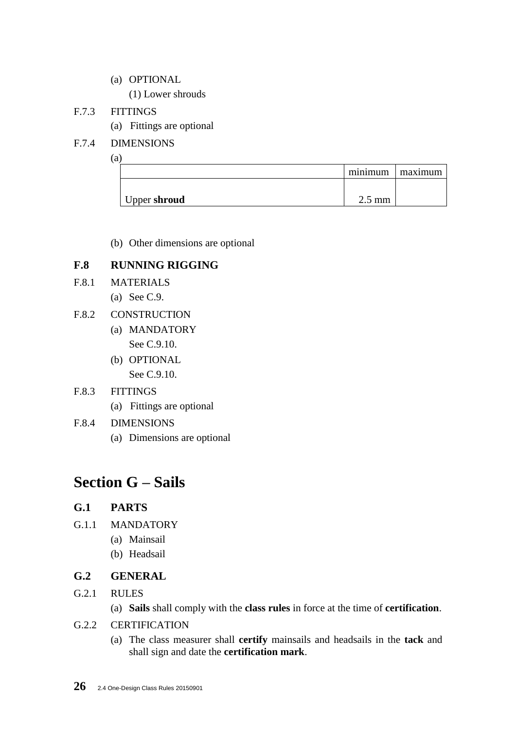(a) OPTIONAL

(1) Lower shrouds

F.7.3 FITTINGS

(a) Fittings are optional

F.7.4 DIMENSIONS

(a)

| | minimum | maximum |
|---|---|---|
| Upper **shroud** | 2.5 mm | |

(b) Other dimensions are optional

### F.8 RUNNING RIGGING

F.8.1 MATERIALS

(a) See C.9.

F.8.2 CONSTRUCTION

(a) MANDATORY

See C.9.10.

(b) OPTIONAL

See C.9.10.

F.8.3 FITTINGS

(a) Fittings are optional

F.8.4 DIMENSIONS

(a) Dimensions are optional

## Section G – Sails

### G.1 PARTS

G.1.1 MANDATORY

(a) Mainsail

(b) Headsail

### G.2 GENERAL

G.2.1 RULES

(a) **Sails** shall comply with the **class rules** in force at the time of **certification**.

G.2.2 CERTIFICATION

(a) The class measurer shall **certify** mainsails and headsails in the **tack** and shall sign and date the **certification mark**.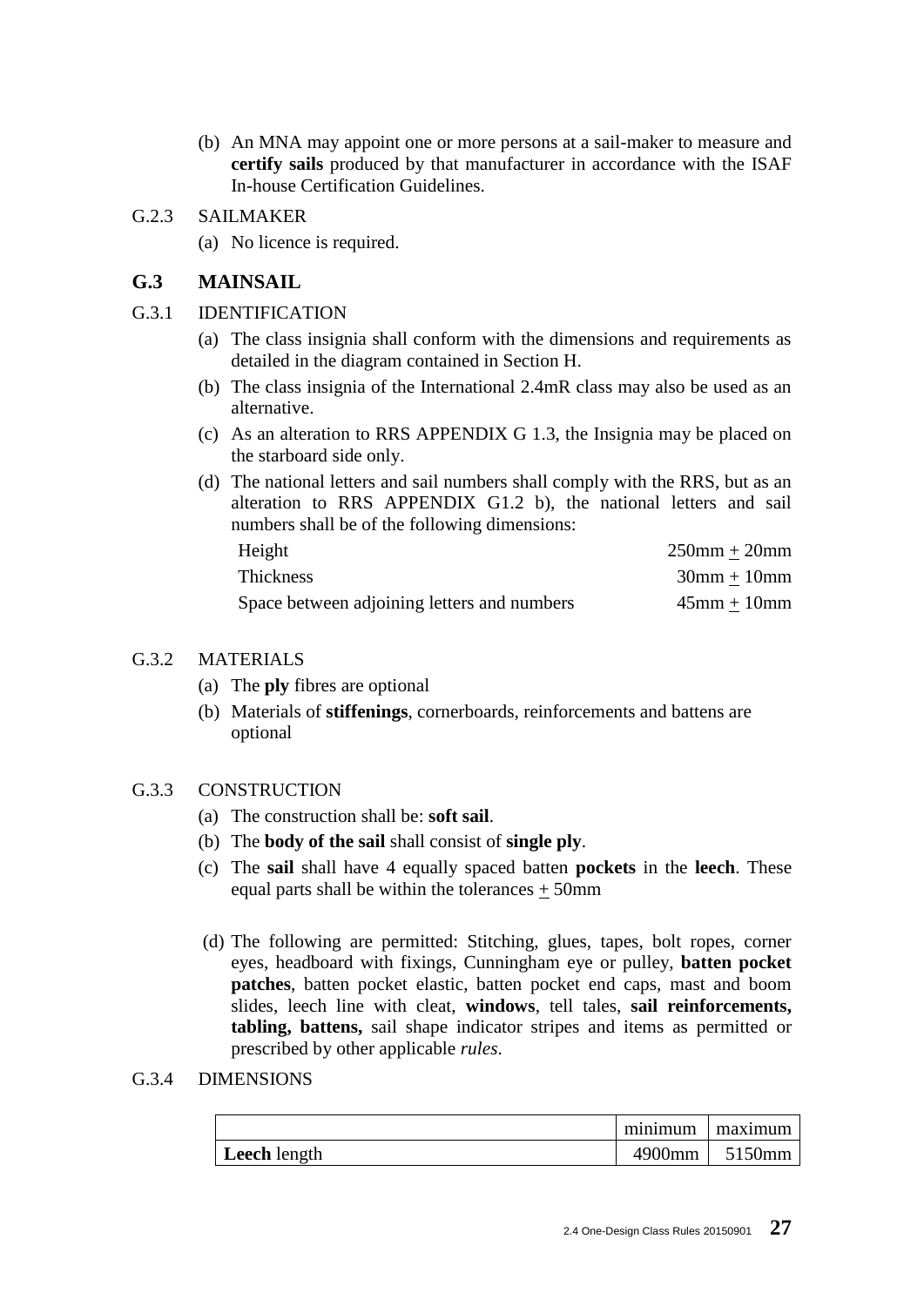(b) An MNA may appoint one or more persons at a sail-maker to measure and **certify sails** produced by that manufacturer in accordance with the ISAF In-house Certification Guidelines.

G.2.3 SAILMAKER

(a) No licence is required.

## G.3 MAINSAIL

G.3.1 IDENTIFICATION

(a) The class insignia shall conform with the dimensions and requirements as detailed in the diagram contained in Section H.

(b) The class insignia of the International 2.4mR class may also be used as an alternative.

(c) As an alteration to RRS APPENDIX G 1.3, the Insignia may be placed on the starboard side only.

(d) The national letters and sail numbers shall comply with the RRS, but as an alteration to RRS APPENDIX G1.2 b), the national letters and sail numbers shall be of the following dimensions:

| | |
|---|---|
| Height | 250mm ± 20mm |
| Thickness | 30mm ± 10mm |
| Space between adjoining letters and numbers | 45mm ± 10mm |

G.3.2 MATERIALS

(a) The **ply** fibres are optional

(b) Materials of **stiffenings**, cornerboards, reinforcements and battens are optional

G.3.3 CONSTRUCTION

(a) The construction shall be: **soft sail**.

(b) The **body of the sail** shall consist of **single ply**.

(c) The **sail** shall have 4 equally spaced batten **pockets** in the **leech**. These equal parts shall be within the tolerances ± 50mm

(d) The following are permitted: Stitching, glues, tapes, bolt ropes, corner eyes, headboard with fixings, Cunningham eye or pulley, **batten pocket patches**, batten pocket elastic, batten pocket end caps, mast and boom slides, leech line with cleat, **windows**, tell tales, **sail reinforcements, tabling, battens,** sail shape indicator stripes and items as permitted or prescribed by other applicable *rules*.

G.3.4 DIMENSIONS

| | minimum | maximum |
|---|---|---|
| **Leech** length | 4900mm | 5150mm |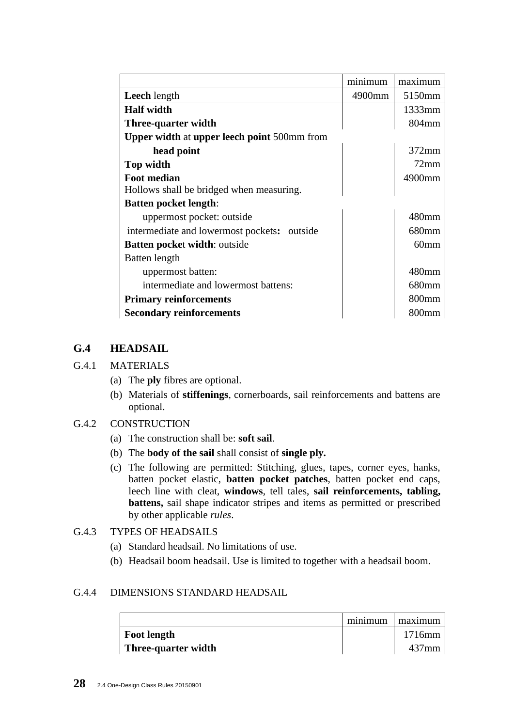| | minimum | maximum |
|---|---|---|
| **Leech** length | 4900mm | 5150mm |
| **Half width** | | 1333mm |
| **Three-quarter width** | | 804mm |
| **Upper width** at **upper leech point** 500mm from **head point** | | 372mm |
| **Top width** | | 72mm |
| **Foot median** Hollows shall be bridged when measuring. | | 4900mm |
| **Batten pocket length**: | | |
| uppermost pocket: outside | | 480mm |
| intermediate and lowermost pockets**:** outside | | 680mm |
| **Batten pocket width**: outside | | 60mm |
| Batten length | | |
| uppermost batten: | | 480mm |
| intermediate and lowermost battens: | | 680mm |
| **Primary reinforcements** | | 800mm |
| **Secondary reinforcements** | | 800mm |

## G.4 HEADSAIL

### G.4.1 MATERIALS

(a) The **ply** fibres are optional.

(b) Materials of **stiffenings**, cornerboards, sail reinforcements and battens are optional.

### G.4.2 CONSTRUCTION

(a) The construction shall be: **soft sail**.

(b) The **body of the sail** shall consist of **single ply.**

(c) The following are permitted: Stitching, glues, tapes, corner eyes, hanks, batten pocket elastic, **batten pocket patches**, batten pocket end caps, leech line with cleat, **windows**, tell tales, **sail reinforcements, tabling, battens,** sail shape indicator stripes and items as permitted or prescribed by other applicable *rules*.

### G.4.3 TYPES OF HEADSAILS

(a) Standard headsail. No limitations of use.

(b) Headsail boom headsail. Use is limited to together with a headsail boom.

### G.4.4 DIMENSIONS STANDARD HEADSAIL

| | minimum | maximum |
|---|---|---|
| **Foot length** | | 1716mm |
| **Three-quarter width** | | 437mm |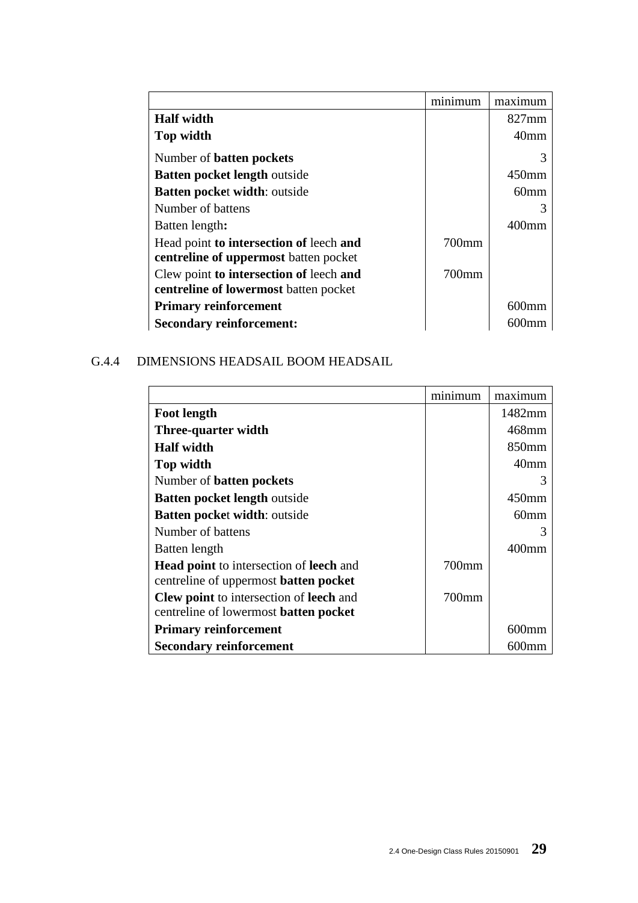| | minimum | maximum |
|---|---|---|
| **Half width** | | 827mm |
| **Top width** | | 40mm |
| Number of **batten pockets** | | 3 |
| **Batten pocket length** outside | | 450mm |
| **Batten pocke**t **width**: outside | | 60mm |
| Number of battens | | 3 |
| Batten length**:** | | 400mm |
| Head point **to intersection of** leech **and centreline of uppermost** batten pocket | 700mm | |
| Clew point **to intersection of** leech **and centreline of lowermost** batten pocket | 700mm | |
| **Primary reinforcement** | | 600mm |
| **Secondary reinforcement:** | | 600mm |

G.4.4 DIMENSIONS HEADSAIL BOOM HEADSAIL

| | minimum | maximum |
|---|---|---|
| **Foot length** | | 1482mm |
| **Three-quarter width** | | 468mm |
| **Half width** | | 850mm |
| **Top width** | | 40mm |
| Number of **batten pockets** | | 3 |
| **Batten pocket length** outside | | 450mm |
| **Batten pocke**t **width**: outside | | 60mm |
| Number of battens | | 3 |
| Batten length | | 400mm |
| **Head point** to intersection of **leech** and centreline of uppermost **batten pocket** | 700mm | |
| **Clew point** to intersection of **leech** and centreline of lowermost **batten pocket** | 700mm | |
| **Primary reinforcement** | | 600mm |
| **Secondary reinforcement** | | 600mm |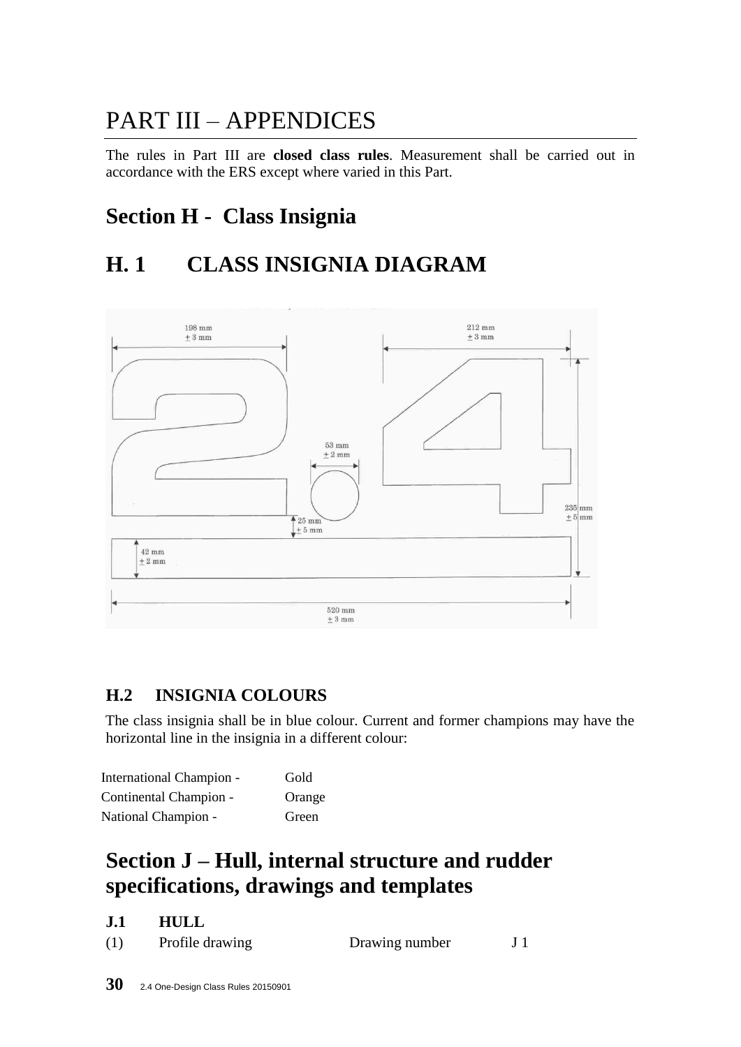# PART III – APPENDICES

The rules in Part III are **closed class rules**. Measurement shall be carried out in accordance with the ERS except where varied in this Part.

## Section H - Class Insignia

## H. 1 CLASS INSIGNIA DIAGRAM

198 mm ± 3 mm

212 mm ± 3 mm

53 mm ± 2 mm

235 mm ± 5 mm

25 mm ± 5 mm

42 mm ± 2 mm

520 mm ± 3 mm

### H.2 INSIGNIA COLOURS

The class insignia shall be in blue colour. Current and former champions may have the horizontal line in the insignia in a different colour:

| | |
|---|---|
| International Champion - | Gold |
| Continental Champion - | Orange |
| National Champion - | Green |

## Section J – Hull, internal structure and rudder specifications, drawings and templates

### J.1 HULL

| | | | |
|---|---|---|---|
| (1) | Profile drawing | Drawing number | J 1 |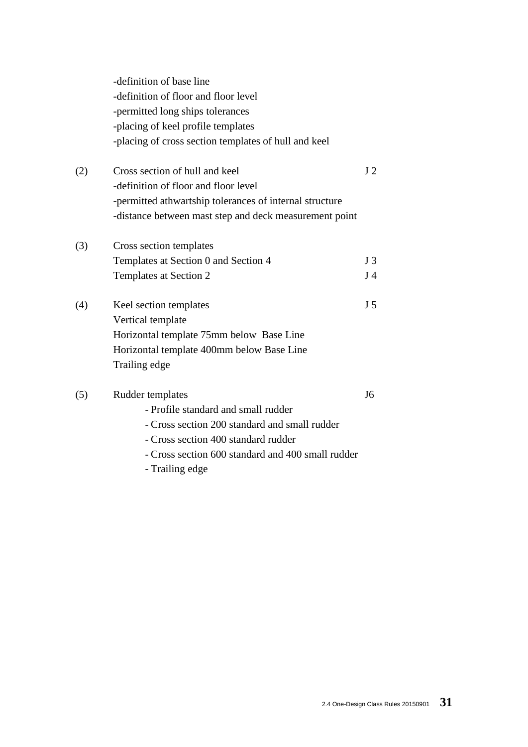-definition of base line
-definition of floor and floor level
-permitted long ships tolerances
-placing of keel profile templates
-placing of cross section templates of hull and keel

(2) Cross section of hull and keel — J 2
-definition of floor and floor level
-permitted athwartship tolerances of internal structure
-distance between mast step and deck measurement point

(3) Cross section templates
Templates at Section 0 and Section 4 — J 3
Templates at Section 2 — J 4

(4) Keel section templates — J 5
Vertical template
Horizontal template 75mm below Base Line
Horizontal template 400mm below Base Line
Trailing edge

(5) Rudder templates — J6
- Profile standard and small rudder
- Cross section 200 standard and small rudder
- Cross section 400 standard rudder
- Cross section 600 standard and 400 small rudder
- Trailing edge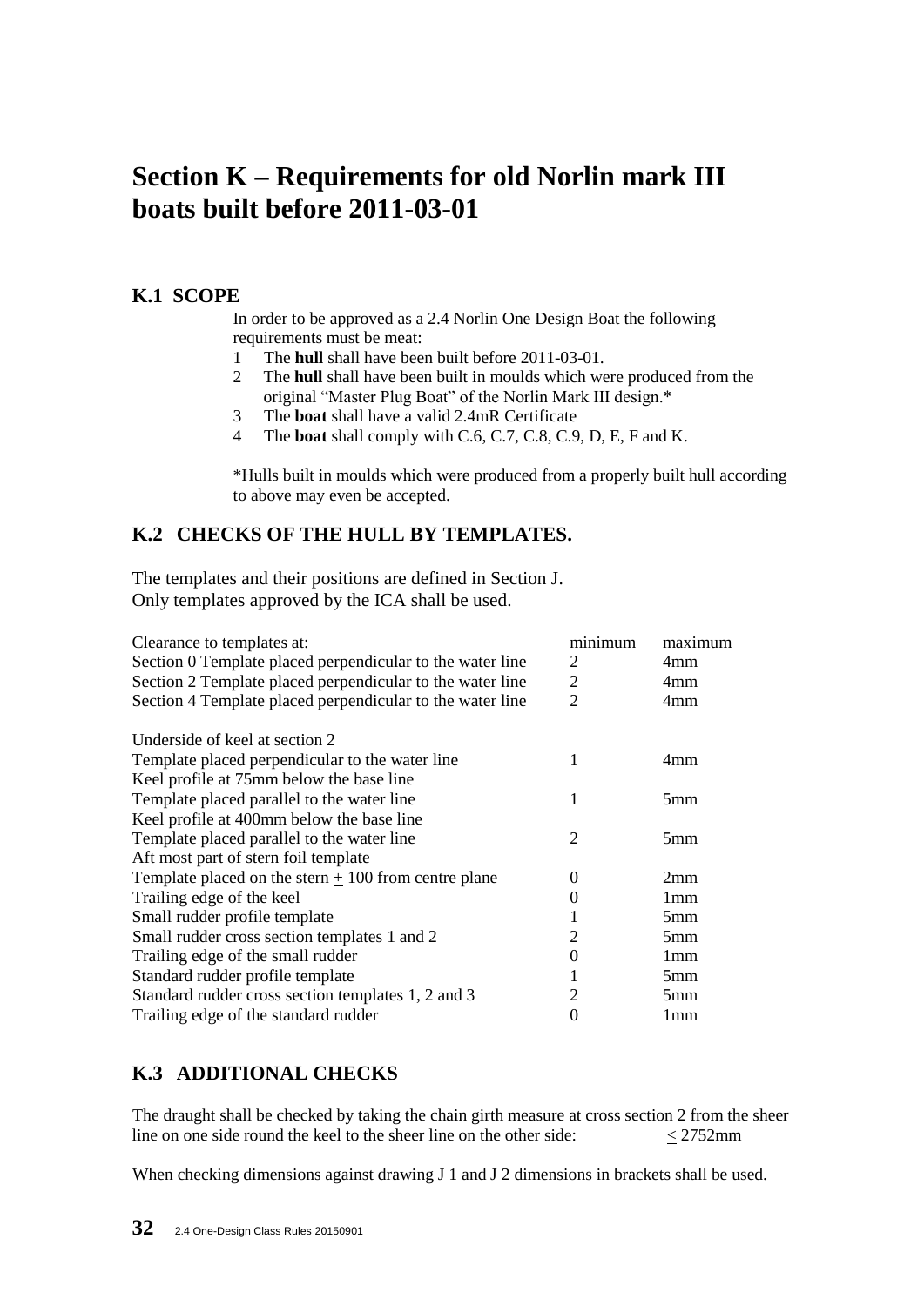# Section K – Requirements for old Norlin mark III boats built before 2011-03-01

## K.1 SCOPE

In order to be approved as a 2.4 Norlin One Design Boat the following requirements must be meat:

1. The **hull** shall have been built before 2011-03-01.
2. The **hull** shall have been built in moulds which were produced from the original "Master Plug Boat" of the Norlin Mark III design.*
3. The **boat** shall have a valid 2.4mR Certificate
4. The **boat** shall comply with C.6, C.7, C.8, C.9, D, E, F and K.

*Hulls built in moulds which were produced from a properly built hull according to above may even be accepted.

## K.2 CHECKS OF THE HULL BY TEMPLATES.

The templates and their positions are defined in Section J.
Only templates approved by the ICA shall be used.

| Clearance to templates at: | minimum | maximum |
|---|---|---|
| Section 0 Template placed perpendicular to the water line | 2 | 4mm |
| Section 2 Template placed perpendicular to the water line | 2 | 4mm |
| Section 4 Template placed perpendicular to the water line | 2 | 4mm |
| | | |
| Underside of keel at section 2 | | |
| Template placed perpendicular to the water line | 1 | 4mm |
| Keel profile at 75mm below the base line | | |
| Template placed parallel to the water line | 1 | 5mm |
| Keel profile at 400mm below the base line | | |
| Template placed parallel to the water line | 2 | 5mm |
| Aft most part of stern foil template | | |
| Template placed on the stern $\pm$ 100 from centre plane | 0 | 2mm |
| Trailing edge of the keel | 0 | 1mm |
| Small rudder profile template | 1 | 5mm |
| Small rudder cross section templates 1 and 2 | 2 | 5mm |
| Trailing edge of the small rudder | 0 | 1mm |
| Standard rudder profile template | 1 | 5mm |
| Standard rudder cross section templates 1, 2 and 3 | 2 | 5mm |
| Trailing edge of the standard rudder | 0 | 1mm |

## K.3 ADDITIONAL CHECKS

The draught shall be checked by taking the chain girth measure at cross section 2 from the sheer line on one side round the keel to the sheer line on the other side: $\leq$ 2752mm

When checking dimensions against drawing J 1 and J 2 dimensions in brackets shall be used.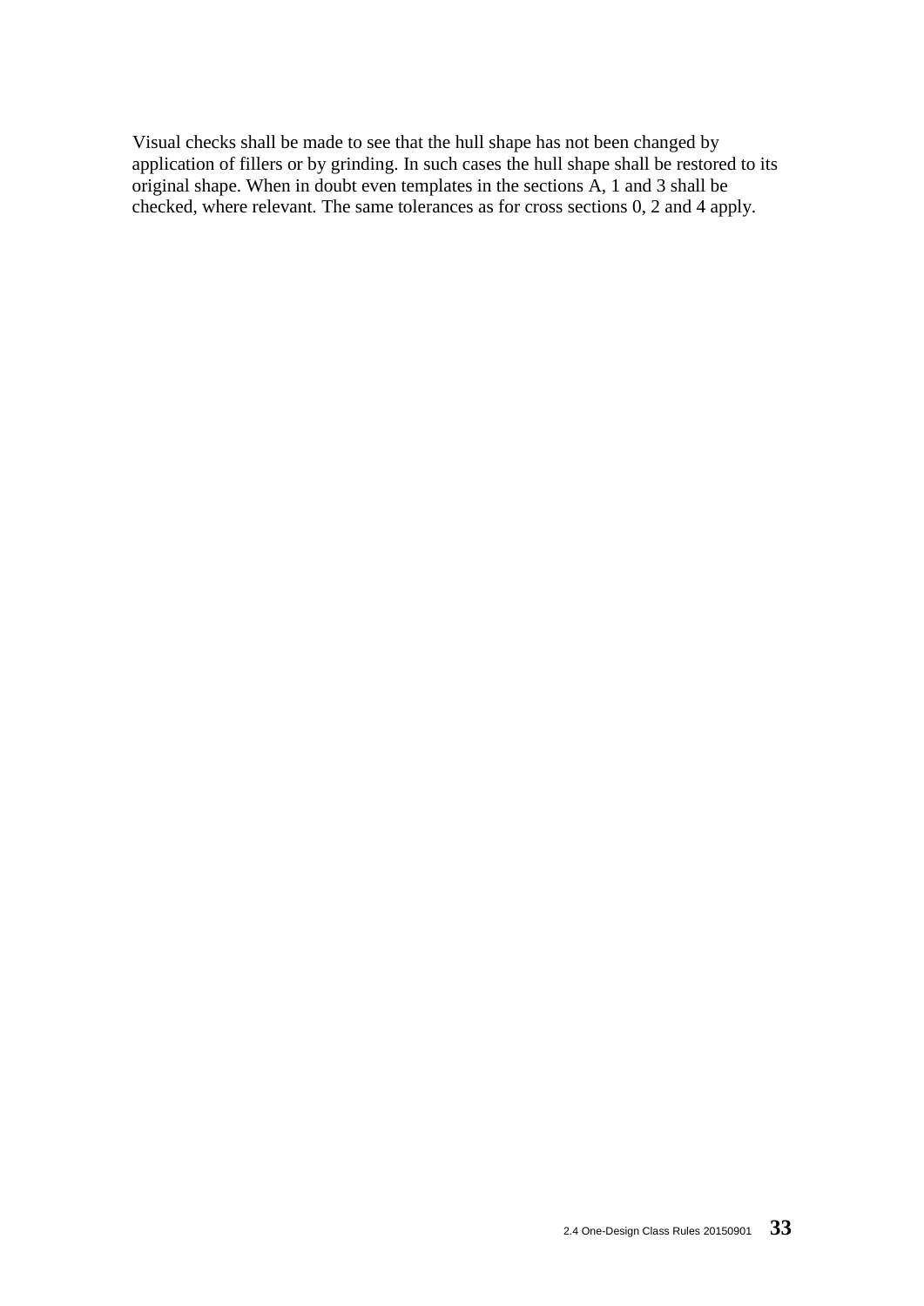Visual checks shall be made to see that the hull shape has not been changed by application of fillers or by grinding. In such cases the hull shape shall be restored to its original shape. When in doubt even templates in the sections A, 1 and 3 shall be checked, where relevant. The same tolerances as for cross sections 0, 2 and 4 apply.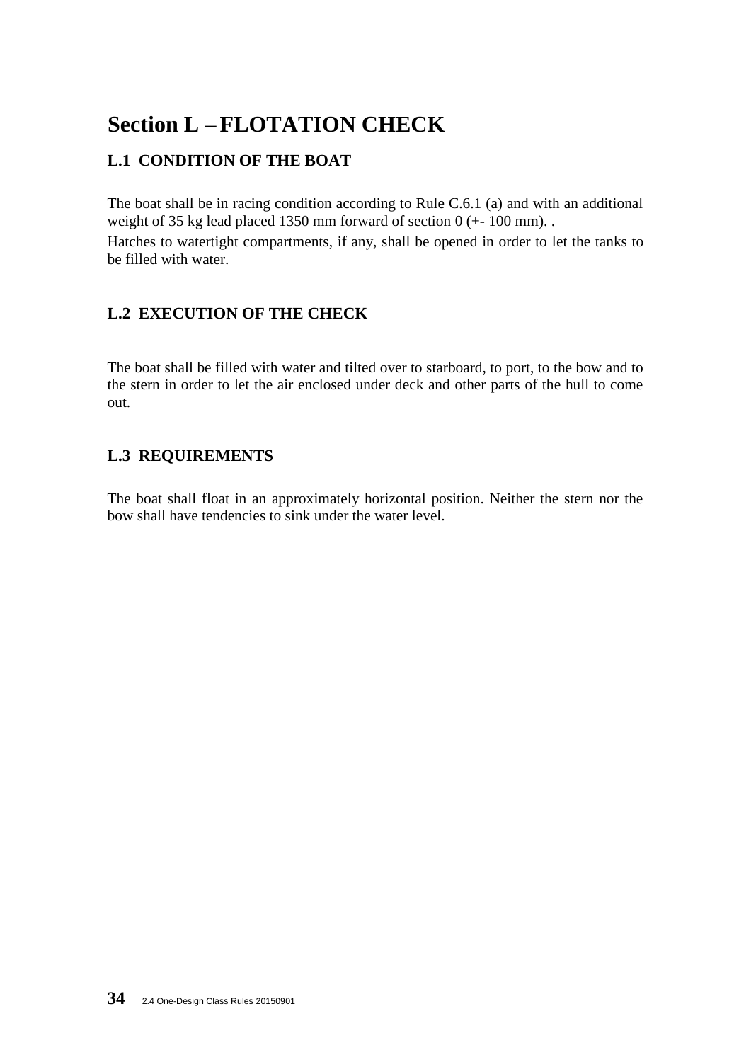# Section L – FLOTATION CHECK

## L.1 CONDITION OF THE BOAT

The boat shall be in racing condition according to Rule C.6.1 (a) and with an additional weight of 35 kg lead placed 1350 mm forward of section 0 (+- 100 mm). .

Hatches to watertight compartments, if any, shall be opened in order to let the tanks to be filled with water.

## L.2 EXECUTION OF THE CHECK

The boat shall be filled with water and tilted over to starboard, to port, to the bow and to the stern in order to let the air enclosed under deck and other parts of the hull to come out.

## L.3 REQUIREMENTS

The boat shall float in an approximately horizontal position. Neither the stern nor the bow shall have tendencies to sink under the water level.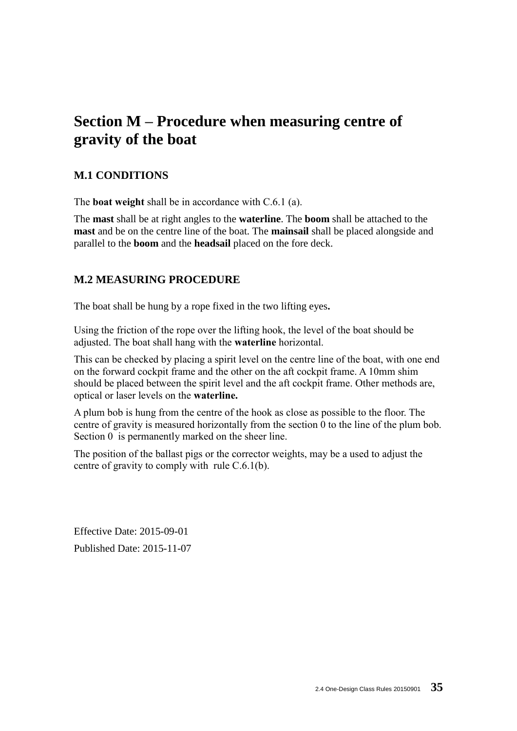# Section M – Procedure when measuring centre of gravity of the boat

## M.1 CONDITIONS

The **boat weight** shall be in accordance with C.6.1 (a).

The **mast** shall be at right angles to the **waterline**. The **boom** shall be attached to the **mast** and be on the centre line of the boat. The **mainsail** shall be placed alongside and parallel to the **boom** and the **headsail** placed on the fore deck.

## M.2 MEASURING PROCEDURE

The boat shall be hung by a rope fixed in the two lifting eyes**.**

Using the friction of the rope over the lifting hook, the level of the boat should be adjusted. The boat shall hang with the **waterline** horizontal.

This can be checked by placing a spirit level on the centre line of the boat, with one end on the forward cockpit frame and the other on the aft cockpit frame. A 10mm shim should be placed between the spirit level and the aft cockpit frame. Other methods are, optical or laser levels on the **waterline.**

A plum bob is hung from the centre of the hook as close as possible to the floor. The centre of gravity is measured horizontally from the section 0 to the line of the plum bob. Section 0 is permanently marked on the sheer line.

The position of the ballast pigs or the corrector weights, may be a used to adjust the centre of gravity to comply with rule C.6.1(b).

Effective Date: 2015-09-01

Published Date: 2015-11-07